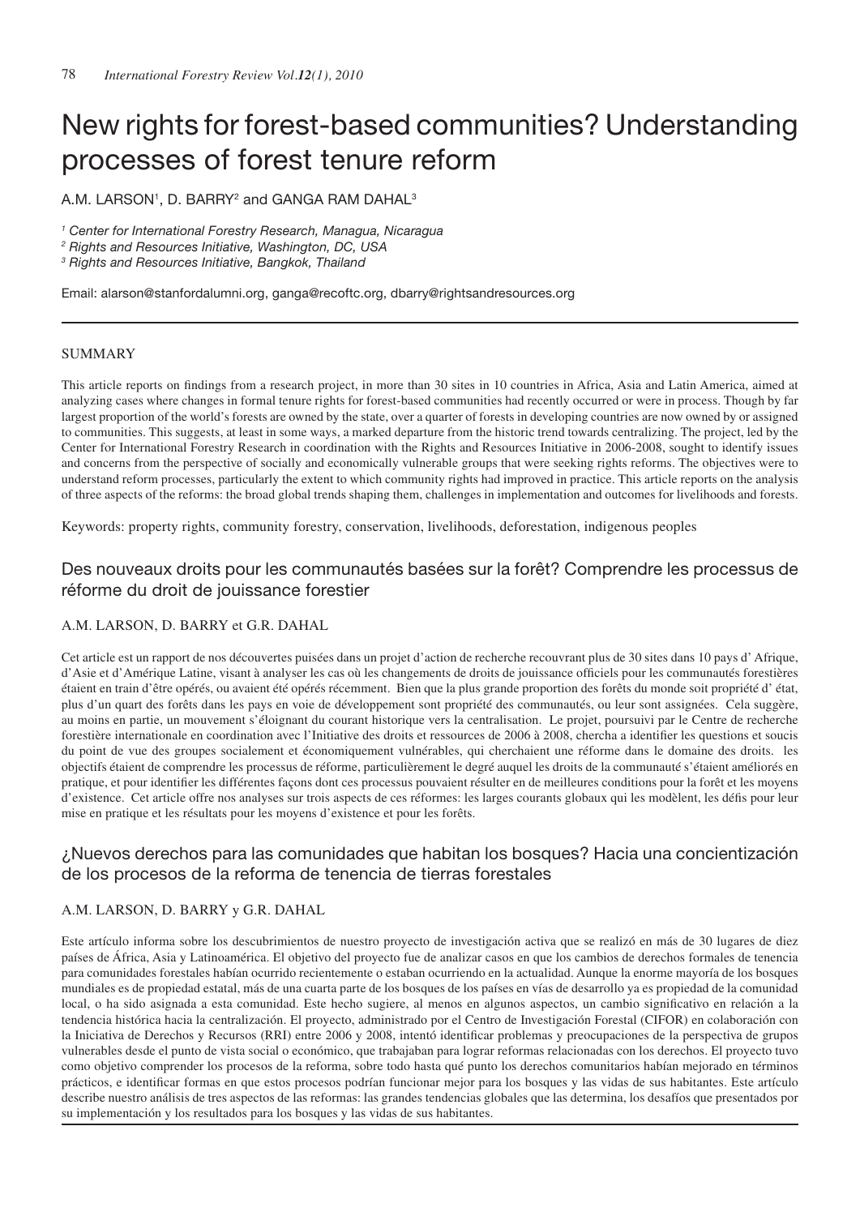# New rights for forest-based communities? Understanding processes of forest tenure reform

A.M. LARSON[1], D. BARRY[2] and GANGA RAM DAHAL[3]

[1] *Center for International Forestry Research, Managua, Nicaragua*
[2] *Rights and Resources Initiative, Washington, DC, USA*
[3] *Rights and Resources Initiative, Bangkok, Thailand*

Email: alarson@stanfordalumni.org, ganga@recoftc.org, dbarry@rightsandresources.org

## SUMMARY

This article reports on findings from a research project, in more than 30 sites in 10 countries in Africa, Asia and Latin America, aimed at analyzing cases where changes in formal tenure rights for forest-based communities had recently occurred or were in process. Though by far largest proportion of the world's forests are owned by the state, over a quarter of forests in developing countries are now owned by or assigned to communities. This suggests, at least in some ways, a marked departure from the historic trend towards centralizing. The project, led by the Center for International Forestry Research in coordination with the Rights and Resources Initiative in 2006-2008, sought to identify issues and concerns from the perspective of socially and economically vulnerable groups that were seeking rights reforms. The objectives were to understand reform processes, particularly the extent to which community rights had improved in practice. This article reports on the analysis of three aspects of the reforms: the broad global trends shaping them, challenges in implementation and outcomes for livelihoods and forests.

Keywords: property rights, community forestry, conservation, livelihoods, deforestation, indigenous peoples

## Des nouveaux droits pour les communautés basées sur la forêt? Comprendre les processus de réforme du droit de jouissance forestier

A.M. LARSON, D. BARRY et G.R. DAHAL

Cet article est un rapport de nos découvertes puisées dans un projet d'action de recherche recouvrant plus de 30 sites dans 10 pays d' Afrique, d'Asie et d'Amérique Latine, visant à analyser les cas où les changements de droits de jouissance officiels pour les communautés forestières étaient en train d'être opérés, ou avaient été opérés récemment. Bien que la plus grande proportion des forêts du monde soit propriété d' état, plus d'un quart des forêts dans les pays en voie de développement sont propriété des communautés, ou leur sont assignées. Cela suggère, au moins en partie, un mouvement s'éloignant du courant historique vers la centralisation. Le projet, poursuivi par le Centre de recherche forestière internationale en coordination avec l'Initiative des droits et ressources de 2006 à 2008, chercha a identifier les questions et soucis du point de vue des groupes socialement et économiquement vulnérables, qui cherchaient une réforme dans le domaine des droits. les objectifs étaient de comprendre les processus de réforme, particulièrement le degré auquel les droits de la communauté s'étaient améliorés en pratique, et pour identifier les différentes façons dont ces processus pouvaient résulter en de meilleures conditions pour la forêt et les moyens d'existence. Cet article offre nos analyses sur trois aspects de ces réformes: les larges courants globaux qui les modèlent, les défis pour leur mise en pratique et les résultats pour les moyens d'existence et pour les forêts.

## ¿Nuevos derechos para las comunidades que habitan los bosques? Hacia una concientización de los procesos de la reforma de tenencia de tierras forestales

A.M. LARSON, D. BARRY y G.R. DAHAL

Este artículo informa sobre los descubrimientos de nuestro proyecto de investigación activa que se realizó en más de 30 lugares de diez países de África, Asia y Latinoamérica. El objetivo del proyecto fue de analizar casos en que los cambios de derechos formales de tenencia para comunidades forestales habían ocurrido recientemente o estaban ocurriendo en la actualidad. Aunque la enorme mayoría de los bosques mundiales es de propiedad estatal, más de una cuarta parte de los bosques de los países en vías de desarrollo ya es propiedad de la comunidad local, o ha sido asignada a esta comunidad. Este hecho sugiere, al menos en algunos aspectos, un cambio significativo en relación a la tendencia histórica hacia la centralización. El proyecto, administrado por el Centro de Investigación Forestal (CIFOR) en colaboración con la Iniciativa de Derechos y Recursos (RRI) entre 2006 y 2008, intentó identificar problemas y preocupaciones de la perspectiva de grupos vulnerables desde el punto de vista social o económico, que trabajaban para lograr reformas relacionadas con los derechos. El proyecto tuvo como objetivo comprender los procesos de la reforma, sobre todo hasta qué punto los derechos comunitarios habían mejorado en términos prácticos, e identificar formas en que estos procesos podrían funcionar mejor para los bosques y las vidas de sus habitantes. Este artículo describe nuestro análisis de tres aspectos de las reformas: las grandes tendencias globales que las determina, los desafíos que presentados por su implementación y los resultados para los bosques y las vidas de sus habitantes.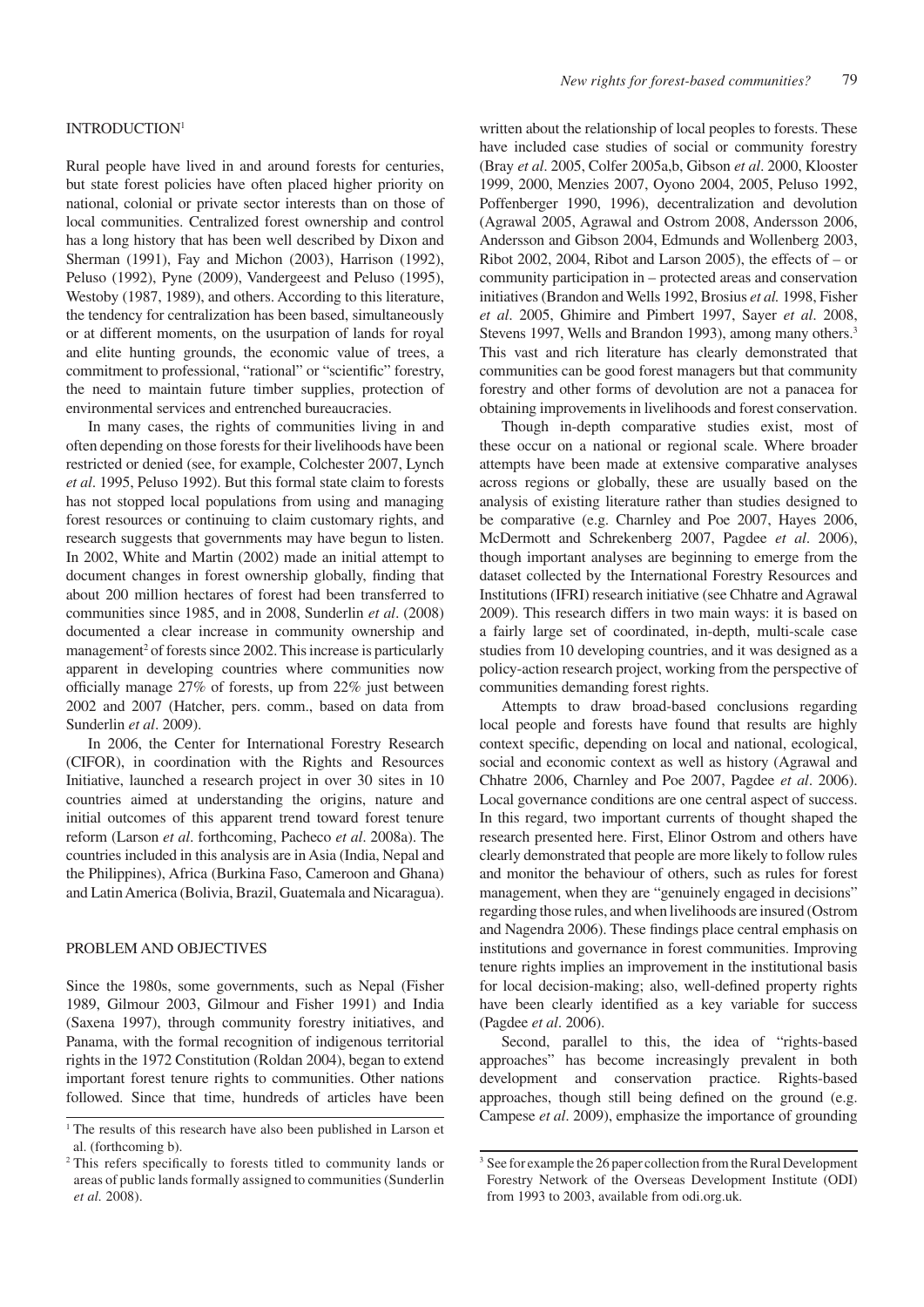## INTRODUCTION[1]

Rural people have lived in and around forests for centuries, but state forest policies have often placed higher priority on national, colonial or private sector interests than on those of local communities. Centralized forest ownership and control has a long history that has been well described by Dixon and Sherman (1991), Fay and Michon (2003), Harrison (1992), Peluso (1992), Pyne (2009), Vandergeest and Peluso (1995), Westoby (1987, 1989), and others. According to this literature, the tendency for centralization has been based, simultaneously or at different moments, on the usurpation of lands for royal and elite hunting grounds, the economic value of trees, a commitment to professional, "rational" or "scientific" forestry, the need to maintain future timber supplies, protection of environmental services and entrenched bureaucracies.

In many cases, the rights of communities living in and often depending on those forests for their livelihoods have been restricted or denied (see, for example, Colchester 2007, Lynch *et al*. 1995, Peluso 1992). But this formal state claim to forests has not stopped local populations from using and managing forest resources or continuing to claim customary rights, and research suggests that governments may have begun to listen. In 2002, White and Martin (2002) made an initial attempt to document changes in forest ownership globally, finding that about 200 million hectares of forest had been transferred to communities since 1985, and in 2008, Sunderlin *et al*. (2008) documented a clear increase in community ownership and management[2] of forests since 2002. This increase is particularly apparent in developing countries where communities now officially manage 27% of forests, up from 22% just between 2002 and 2007 (Hatcher, pers. comm., based on data from Sunderlin *et al*. 2009).

In 2006, the Center for International Forestry Research (CIFOR), in coordination with the Rights and Resources Initiative, launched a research project in over 30 sites in 10 countries aimed at understanding the origins, nature and initial outcomes of this apparent trend toward forest tenure reform (Larson *et al*. forthcoming, Pacheco *et al*. 2008a). The countries included in this analysis are in Asia (India, Nepal and the Philippines), Africa (Burkina Faso, Cameroon and Ghana) and Latin America (Bolivia, Brazil, Guatemala and Nicaragua).

## PROBLEM AND OBJECTIVES

Since the 1980s, some governments, such as Nepal (Fisher 1989, Gilmour 2003, Gilmour and Fisher 1991) and India (Saxena 1997), through community forestry initiatives, and Panama, with the formal recognition of indigenous territorial rights in the 1972 Constitution (Roldan 2004), began to extend important forest tenure rights to communities. Other nations followed. Since that time, hundreds of articles have been written about the relationship of local peoples to forests. These have included case studies of social or community forestry (Bray *et al*. 2005, Colfer 2005a,b, Gibson *et al*. 2000, Klooster 1999, 2000, Menzies 2007, Oyono 2004, 2005, Peluso 1992, Poffenberger 1990, 1996), decentralization and devolution (Agrawal 2005, Agrawal and Ostrom 2008, Andersson 2006, Andersson and Gibson 2004, Edmunds and Wollenberg 2003, Ribot 2002, 2004, Ribot and Larson 2005), the effects of – or community participation in – protected areas and conservation initiatives (Brandon and Wells 1992, Brosius *et al.* 1998, Fisher *et al*. 2005, Ghimire and Pimbert 1997, Sayer *et al*. 2008, Stevens 1997, Wells and Brandon 1993), among many others.[3] This vast and rich literature has clearly demonstrated that communities can be good forest managers but that community forestry and other forms of devolution are not a panacea for obtaining improvements in livelihoods and forest conservation.

Though in-depth comparative studies exist, most of these occur on a national or regional scale. Where broader attempts have been made at extensive comparative analyses across regions or globally, these are usually based on the analysis of existing literature rather than studies designed to be comparative (e.g. Charnley and Poe 2007, Hayes 2006, McDermott and Schrekenberg 2007, Pagdee *et al*. 2006), though important analyses are beginning to emerge from the dataset collected by the International Forestry Resources and Institutions (IFRI) research initiative (see Chhatre and Agrawal 2009). This research differs in two main ways: it is based on a fairly large set of coordinated, in-depth, multi-scale case studies from 10 developing countries, and it was designed as a policy-action research project, working from the perspective of communities demanding forest rights.

Attempts to draw broad-based conclusions regarding local people and forests have found that results are highly context specific, depending on local and national, ecological, social and economic context as well as history (Agrawal and Chhatre 2006, Charnley and Poe 2007, Pagdee *et al*. 2006). Local governance conditions are one central aspect of success. In this regard, two important currents of thought shaped the research presented here. First, Elinor Ostrom and others have clearly demonstrated that people are more likely to follow rules and monitor the behaviour of others, such as rules for forest management, when they are "genuinely engaged in decisions" regarding those rules, and when livelihoods are insured (Ostrom and Nagendra 2006). These findings place central emphasis on institutions and governance in forest communities. Improving tenure rights implies an improvement in the institutional basis for local decision-making; also, well-defined property rights have been clearly identified as a key variable for success (Pagdee *et al*. 2006).

Second, parallel to this, the idea of "rights-based approaches" has become increasingly prevalent in both development and conservation practice. Rights-based approaches, though still being defined on the ground (e.g. Campese *et al*. 2009), emphasize the importance of grounding

[1] The results of this research have also been published in Larson et al. (forthcoming b).

[2] This refers specifically to forests titled to community lands or areas of public lands formally assigned to communities (Sunderlin *et al.* 2008).

[3] See for example the 26 paper collection from the Rural Development Forestry Network of the Overseas Development Institute (ODI) from 1993 to 2003, available from odi.org.uk.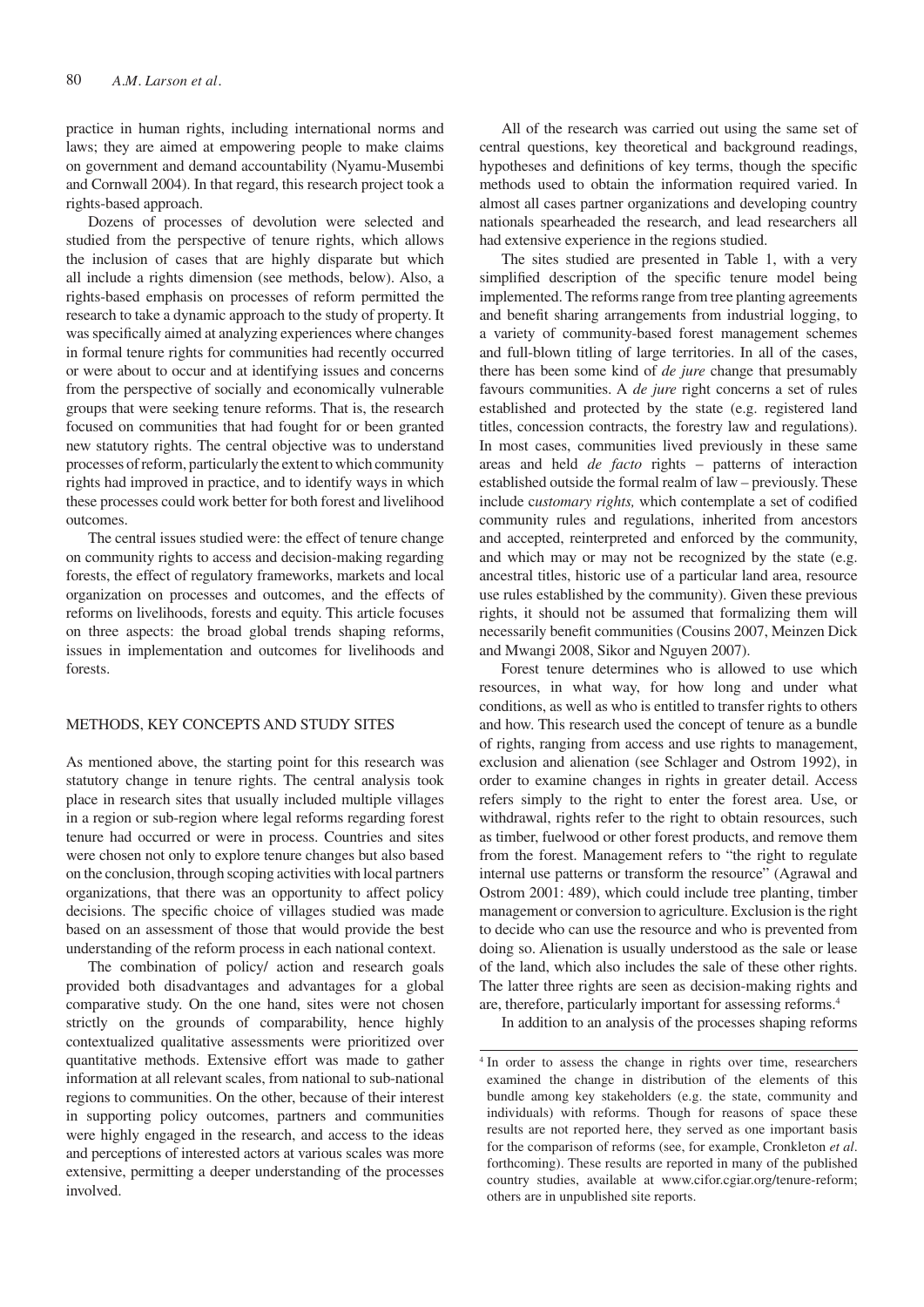practice in human rights, including international norms and laws; they are aimed at empowering people to make claims on government and demand accountability (Nyamu-Musembi and Cornwall 2004). In that regard, this research project took a rights-based approach.

Dozens of processes of devolution were selected and studied from the perspective of tenure rights, which allows the inclusion of cases that are highly disparate but which all include a rights dimension (see methods, below). Also, a rights-based emphasis on processes of reform permitted the research to take a dynamic approach to the study of property. It was specifically aimed at analyzing experiences where changes in formal tenure rights for communities had recently occurred or were about to occur and at identifying issues and concerns from the perspective of socially and economically vulnerable groups that were seeking tenure reforms. That is, the research focused on communities that had fought for or been granted new statutory rights. The central objective was to understand processes of reform, particularly the extent to which community rights had improved in practice, and to identify ways in which these processes could work better for both forest and livelihood outcomes.

The central issues studied were: the effect of tenure change on community rights to access and decision-making regarding forests, the effect of regulatory frameworks, markets and local organization on processes and outcomes, and the effects of reforms on livelihoods, forests and equity. This article focuses on three aspects: the broad global trends shaping reforms, issues in implementation and outcomes for livelihoods and forests.

## METHODS, KEY CONCEPTS AND STUDY SITES

As mentioned above, the starting point for this research was statutory change in tenure rights. The central analysis took place in research sites that usually included multiple villages in a region or sub-region where legal reforms regarding forest tenure had occurred or were in process. Countries and sites were chosen not only to explore tenure changes but also based on the conclusion, through scoping activities with local partners organizations, that there was an opportunity to affect policy decisions. The specific choice of villages studied was made based on an assessment of those that would provide the best understanding of the reform process in each national context.

The combination of policy/ action and research goals provided both disadvantages and advantages for a global comparative study. On the one hand, sites were not chosen strictly on the grounds of comparability, hence highly contextualized qualitative assessments were prioritized over quantitative methods. Extensive effort was made to gather information at all relevant scales, from national to sub-national regions to communities. On the other, because of their interest in supporting policy outcomes, partners and communities were highly engaged in the research, and access to the ideas and perceptions of interested actors at various scales was more extensive, permitting a deeper understanding of the processes involved.

All of the research was carried out using the same set of central questions, key theoretical and background readings, hypotheses and definitions of key terms, though the specific methods used to obtain the information required varied. In almost all cases partner organizations and developing country nationals spearheaded the research, and lead researchers all had extensive experience in the regions studied.

The sites studied are presented in Table 1, with a very simplified description of the specific tenure model being implemented. The reforms range from tree planting agreements and benefit sharing arrangements from industrial logging, to a variety of community-based forest management schemes and full-blown titling of large territories. In all of the cases, there has been some kind of *de jure* change that presumably favours communities. A *de jure* right concerns a set of rules established and protected by the state (e.g. registered land titles, concession contracts, the forestry law and regulations). In most cases, communities lived previously in these same areas and held *de facto* rights – patterns of interaction established outside the formal realm of law – previously. These include c*ustomary rights,* which contemplate a set of codified community rules and regulations, inherited from ancestors and accepted, reinterpreted and enforced by the community, and which may or may not be recognized by the state (e.g. ancestral titles, historic use of a particular land area, resource use rules established by the community). Given these previous rights, it should not be assumed that formalizing them will necessarily benefit communities (Cousins 2007, Meinzen Dick and Mwangi 2008, Sikor and Nguyen 2007).

Forest tenure determines who is allowed to use which resources, in what way, for how long and under what conditions, as well as who is entitled to transfer rights to others and how. This research used the concept of tenure as a bundle of rights, ranging from access and use rights to management, exclusion and alienation (see Schlager and Ostrom 1992), in order to examine changes in rights in greater detail. Access refers simply to the right to enter the forest area. Use, or withdrawal, rights refer to the right to obtain resources, such as timber, fuelwood or other forest products, and remove them from the forest. Management refers to "the right to regulate internal use patterns or transform the resource" (Agrawal and Ostrom 2001: 489), which could include tree planting, timber management or conversion to agriculture. Exclusion is the right to decide who can use the resource and who is prevented from doing so. Alienation is usually understood as the sale or lease of the land, which also includes the sale of these other rights. The latter three rights are seen as decision-making rights and are, therefore, particularly important for assessing reforms.[4]

In addition to an analysis of the processes shaping reforms

[4] In order to assess the change in rights over time, researchers examined the change in distribution of the elements of this bundle among key stakeholders (e.g. the state, community and individuals) with reforms. Though for reasons of space these results are not reported here, they served as one important basis for the comparison of reforms (see, for example, Cronkleton *et al*. forthcoming). These results are reported in many of the published country studies, available at www.cifor.cgiar.org/tenure-reform; others are in unpublished site reports.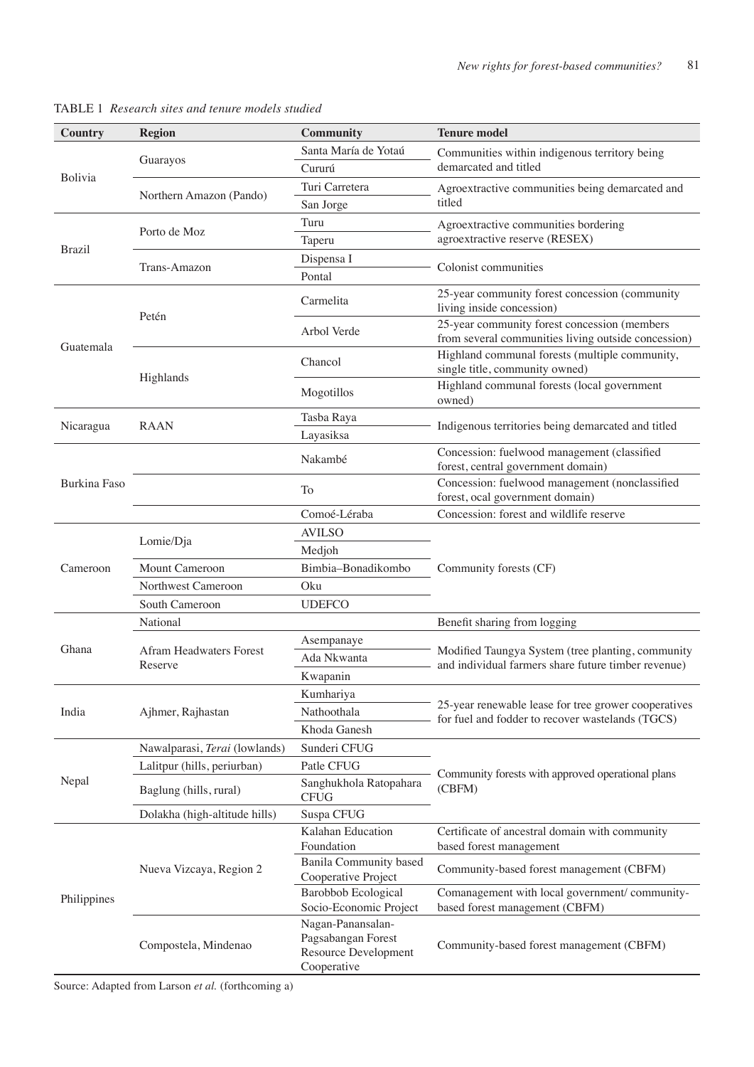TABLE 1 *Research sites and tenure models studied*

| Country | Region | Community | Tenure model |
|---|---|---|---|
| Bolivia | Guarayos | Santa María de Yotaú | Communities within indigenous territory being demarcated and titled |
| | | Cururú | |
| | Northern Amazon (Pando) | Turi Carretera | Agroextractive communities being demarcated and titled |
| | | San Jorge | |
| Brazil | Porto de Moz | Turu | Agroextractive communities bordering agroextractive reserve (RESEX) |
| | | Taperu | |
| | Trans-Amazon | Dispensa I | Colonist communities |
| | | Pontal | |
| Guatemala | Petén | Carmelita | 25-year community forest concession (community living inside concession) |
| | | Arbol Verde | 25-year community forest concession (members from several communities living outside concession) |
| | Highlands | Chancol | Highland communal forests (multiple community, single title, community owned) |
| | | Mogotillos | Highland communal forests (local government owned) |
| Nicaragua | RAAN | Tasba Raya | Indigenous territories being demarcated and titled |
| | | Layasiksa | |
| Burkina Faso | | Nakambé | Concession: fuelwood management (classified forest, central government domain) |
| | | To | Concession: fuelwood management (nonclassified forest, ocal government domain) |
| | | Comoé-Léraba | Concession: forest and wildlife reserve |
| Cameroon | Lomie/Dja | AVILSO | Community forests (CF) |
| | | Medjoh | |
| | Mount Cameroon | Bimbia–Bonadikombo | |
| | Northwest Cameroon | Oku | |
| | South Cameroon | UDEFCO | |
| Ghana | National | | Benefit sharing from logging |
| | Afram Headwaters Forest Reserve | Asempanaye | Modified Taungya System (tree planting, community and individual farmers share future timber revenue) |
| | | Ada Nkwanta | |
| | | Kwapanin | |
| India | Ajhmer, Rajhastan | Kumhariya | 25-year renewable lease for tree grower cooperatives for fuel and fodder to recover wastelands (TGCS) |
| | | Nathoothala | |
| | | Khoda Ganesh | |
| Nepal | Nawalparasi, *Terai* (lowlands) | Sunderi CFUG | Community forests with approved operational plans (CBFM) |
| | Lalitpur (hills, periurban) | Patle CFUG | |
| | Baglung (hills, rural) | Sanghukhola Ratopahara CFUG | |
| | Dolakha (high-altitude hills) | Suspa CFUG | |
| Philippines | Nueva Vizcaya, Region 2 | Kalahan Education Foundation | Certificate of ancestral domain with community based forest management |
| | | Banila Community based Cooperative Project | Community-based forest management (CBFM) |
| | | Barobbob Ecological Socio-Economic Project | Comanagement with local government/ community-based forest management (CBFM) |
| | Compostela, Mindenao | Nagan-Panansalan-Pagsabangan Forest Resource Development Cooperative | Community-based forest management (CBFM) |

Source: Adapted from Larson *et al.* (forthcoming a)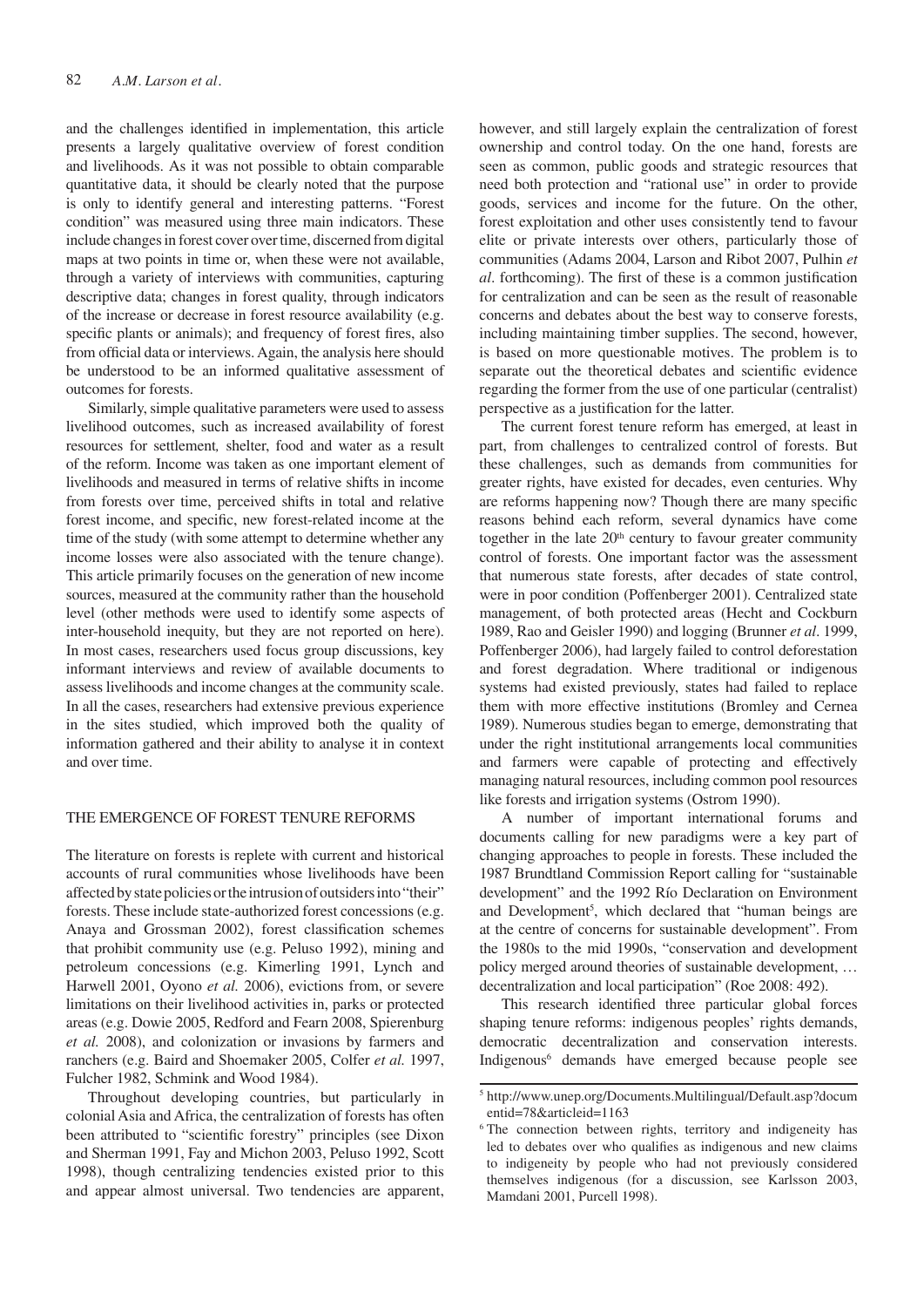and the challenges identified in implementation, this article presents a largely qualitative overview of forest condition and livelihoods. As it was not possible to obtain comparable quantitative data, it should be clearly noted that the purpose is only to identify general and interesting patterns. "Forest condition" was measured using three main indicators. These include changes in forest cover over time, discerned from digital maps at two points in time or, when these were not available, through a variety of interviews with communities, capturing descriptive data; changes in forest quality, through indicators of the increase or decrease in forest resource availability (e.g. specific plants or animals); and frequency of forest fires, also from official data or interviews. Again, the analysis here should be understood to be an informed qualitative assessment of outcomes for forests.

Similarly, simple qualitative parameters were used to assess livelihood outcomes, such as increased availability of forest resources for settlement*,* shelter, food and water as a result of the reform. Income was taken as one important element of livelihoods and measured in terms of relative shifts in income from forests over time, perceived shifts in total and relative forest income, and specific, new forest-related income at the time of the study (with some attempt to determine whether any income losses were also associated with the tenure change). This article primarily focuses on the generation of new income sources, measured at the community rather than the household level (other methods were used to identify some aspects of inter-household inequity, but they are not reported on here). In most cases, researchers used focus group discussions, key informant interviews and review of available documents to assess livelihoods and income changes at the community scale. In all the cases, researchers had extensive previous experience in the sites studied, which improved both the quality of information gathered and their ability to analyse it in context and over time.

## THE EMERGENCE OF FOREST TENURE REFORMS

The literature on forests is replete with current and historical accounts of rural communities whose livelihoods have been affected by state policies or the intrusion of outsiders into "their" forests. These include state-authorized forest concessions (e.g. Anaya and Grossman 2002), forest classification schemes that prohibit community use (e.g. Peluso 1992), mining and petroleum concessions (e.g. Kimerling 1991, Lynch and Harwell 2001, Oyono *et al.* 2006), evictions from, or severe limitations on their livelihood activities in, parks or protected areas (e.g. Dowie 2005, Redford and Fearn 2008, Spierenburg *et al.* 2008), and colonization or invasions by farmers and ranchers (e.g. Baird and Shoemaker 2005, Colfer *et al.* 1997, Fulcher 1982, Schmink and Wood 1984).

Throughout developing countries, but particularly in colonial Asia and Africa, the centralization of forests has often been attributed to "scientific forestry" principles (see Dixon and Sherman 1991, Fay and Michon 2003, Peluso 1992, Scott 1998), though centralizing tendencies existed prior to this and appear almost universal. Two tendencies are apparent, however, and still largely explain the centralization of forest ownership and control today. On the one hand, forests are seen as common, public goods and strategic resources that need both protection and "rational use" in order to provide goods, services and income for the future. On the other, forest exploitation and other uses consistently tend to favour elite or private interests over others, particularly those of communities (Adams 2004, Larson and Ribot 2007, Pulhin *et al*. forthcoming). The first of these is a common justification for centralization and can be seen as the result of reasonable concerns and debates about the best way to conserve forests, including maintaining timber supplies. The second, however, is based on more questionable motives. The problem is to separate out the theoretical debates and scientific evidence regarding the former from the use of one particular (centralist) perspective as a justification for the latter.

The current forest tenure reform has emerged, at least in part, from challenges to centralized control of forests. But these challenges, such as demands from communities for greater rights, have existed for decades, even centuries. Why are reforms happening now? Though there are many specific reasons behind each reform, several dynamics have come together in the late 20th century to favour greater community control of forests. One important factor was the assessment that numerous state forests, after decades of state control, were in poor condition (Poffenberger 2001). Centralized state management, of both protected areas (Hecht and Cockburn 1989, Rao and Geisler 1990) and logging (Brunner *et al*. 1999, Poffenberger 2006), had largely failed to control deforestation and forest degradation. Where traditional or indigenous systems had existed previously, states had failed to replace them with more effective institutions (Bromley and Cernea 1989). Numerous studies began to emerge, demonstrating that under the right institutional arrangements local communities and farmers were capable of protecting and effectively managing natural resources, including common pool resources like forests and irrigation systems (Ostrom 1990).

A number of important international forums and documents calling for new paradigms were a key part of changing approaches to people in forests. These included the 1987 Brundtland Commission Report calling for "sustainable development" and the 1992 Río Declaration on Environment and Development[5], which declared that "human beings are at the centre of concerns for sustainable development". From the 1980s to the mid 1990s, "conservation and development policy merged around theories of sustainable development, … decentralization and local participation" (Roe 2008: 492).

This research identified three particular global forces shaping tenure reforms: indigenous peoples' rights demands, democratic decentralization and conservation interests. Indigenous[6] demands have emerged because people see

[5] http://www.unep.org/Documents.Multilingual/Default.asp?documentid=78&articleid=1163

[6] The connection between rights, territory and indigeneity has led to debates over who qualifies as indigenous and new claims to indigeneity by people who had not previously considered themselves indigenous (for a discussion, see Karlsson 2003, Mamdani 2001, Purcell 1998).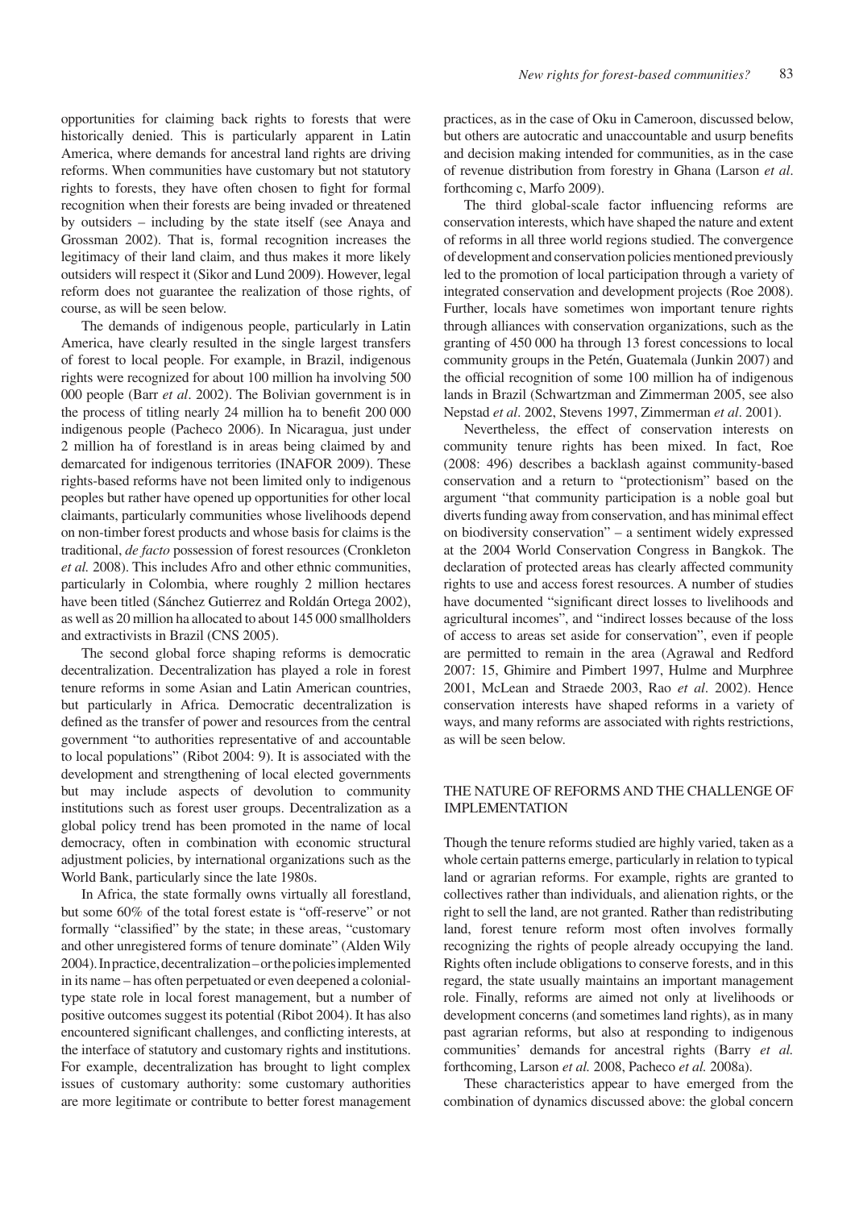opportunities for claiming back rights to forests that were historically denied. This is particularly apparent in Latin America, where demands for ancestral land rights are driving reforms. When communities have customary but not statutory rights to forests, they have often chosen to fight for formal recognition when their forests are being invaded or threatened by outsiders – including by the state itself (see Anaya and Grossman 2002). That is, formal recognition increases the legitimacy of their land claim, and thus makes it more likely outsiders will respect it (Sikor and Lund 2009). However, legal reform does not guarantee the realization of those rights, of course, as will be seen below.

The demands of indigenous people, particularly in Latin America, have clearly resulted in the single largest transfers of forest to local people. For example, in Brazil, indigenous rights were recognized for about 100 million ha involving 500 000 people (Barr *et al*. 2002). The Bolivian government is in the process of titling nearly 24 million ha to benefit 200 000 indigenous people (Pacheco 2006). In Nicaragua, just under 2 million ha of forestland is in areas being claimed by and demarcated for indigenous territories (INAFOR 2009). These rights-based reforms have not been limited only to indigenous peoples but rather have opened up opportunities for other local claimants, particularly communities whose livelihoods depend on non-timber forest products and whose basis for claims is the traditional, *de facto* possession of forest resources (Cronkleton *et al.* 2008). This includes Afro and other ethnic communities, particularly in Colombia, where roughly 2 million hectares have been titled (Sánchez Gutierrez and Roldán Ortega 2002), as well as 20 million ha allocated to about 145 000 smallholders and extractivists in Brazil (CNS 2005).

The second global force shaping reforms is democratic decentralization. Decentralization has played a role in forest tenure reforms in some Asian and Latin American countries, but particularly in Africa. Democratic decentralization is defined as the transfer of power and resources from the central government "to authorities representative of and accountable to local populations" (Ribot 2004: 9). It is associated with the development and strengthening of local elected governments but may include aspects of devolution to community institutions such as forest user groups. Decentralization as a global policy trend has been promoted in the name of local democracy, often in combination with economic structural adjustment policies, by international organizations such as the World Bank, particularly since the late 1980s.

In Africa, the state formally owns virtually all forestland, but some 60% of the total forest estate is "off-reserve" or not formally "classified" by the state; in these areas, "customary and other unregistered forms of tenure dominate" (Alden Wily 2004). In practice, decentralization – or the policies implemented in its name – has often perpetuated or even deepened a colonial-type state role in local forest management, but a number of positive outcomes suggest its potential (Ribot 2004). It has also encountered significant challenges, and conflicting interests, at the interface of statutory and customary rights and institutions. For example, decentralization has brought to light complex issues of customary authority: some customary authorities are more legitimate or contribute to better forest management practices, as in the case of Oku in Cameroon, discussed below, but others are autocratic and unaccountable and usurp benefits and decision making intended for communities, as in the case of revenue distribution from forestry in Ghana (Larson *et al*. forthcoming c, Marfo 2009).

The third global-scale factor influencing reforms are conservation interests, which have shaped the nature and extent of reforms in all three world regions studied. The convergence of development and conservation policies mentioned previously led to the promotion of local participation through a variety of integrated conservation and development projects (Roe 2008). Further, locals have sometimes won important tenure rights through alliances with conservation organizations, such as the granting of 450 000 ha through 13 forest concessions to local community groups in the Petén, Guatemala (Junkin 2007) and the official recognition of some 100 million ha of indigenous lands in Brazil (Schwartzman and Zimmerman 2005, see also Nepstad *et al*. 2002, Stevens 1997, Zimmerman *et al*. 2001).

Nevertheless, the effect of conservation interests on community tenure rights has been mixed. In fact, Roe (2008: 496) describes a backlash against community-based conservation and a return to "protectionism" based on the argument "that community participation is a noble goal but diverts funding away from conservation, and has minimal effect on biodiversity conservation" – a sentiment widely expressed at the 2004 World Conservation Congress in Bangkok. The declaration of protected areas has clearly affected community rights to use and access forest resources. A number of studies have documented "significant direct losses to livelihoods and agricultural incomes", and "indirect losses because of the loss of access to areas set aside for conservation", even if people are permitted to remain in the area (Agrawal and Redford 2007: 15, Ghimire and Pimbert 1997, Hulme and Murphree 2001, McLean and Straede 2003, Rao *et al*. 2002). Hence conservation interests have shaped reforms in a variety of ways, and many reforms are associated with rights restrictions, as will be seen below.

## THE NATURE OF REFORMS AND THE CHALLENGE OF IMPLEMENTATION

Though the tenure reforms studied are highly varied, taken as a whole certain patterns emerge, particularly in relation to typical land or agrarian reforms. For example, rights are granted to collectives rather than individuals, and alienation rights, or the right to sell the land, are not granted. Rather than redistributing land, forest tenure reform most often involves formally recognizing the rights of people already occupying the land. Rights often include obligations to conserve forests, and in this regard, the state usually maintains an important management role. Finally, reforms are aimed not only at livelihoods or development concerns (and sometimes land rights), as in many past agrarian reforms, but also at responding to indigenous communities' demands for ancestral rights (Barry *et al.* forthcoming, Larson *et al.* 2008, Pacheco *et al.* 2008a).

These characteristics appear to have emerged from the combination of dynamics discussed above: the global concern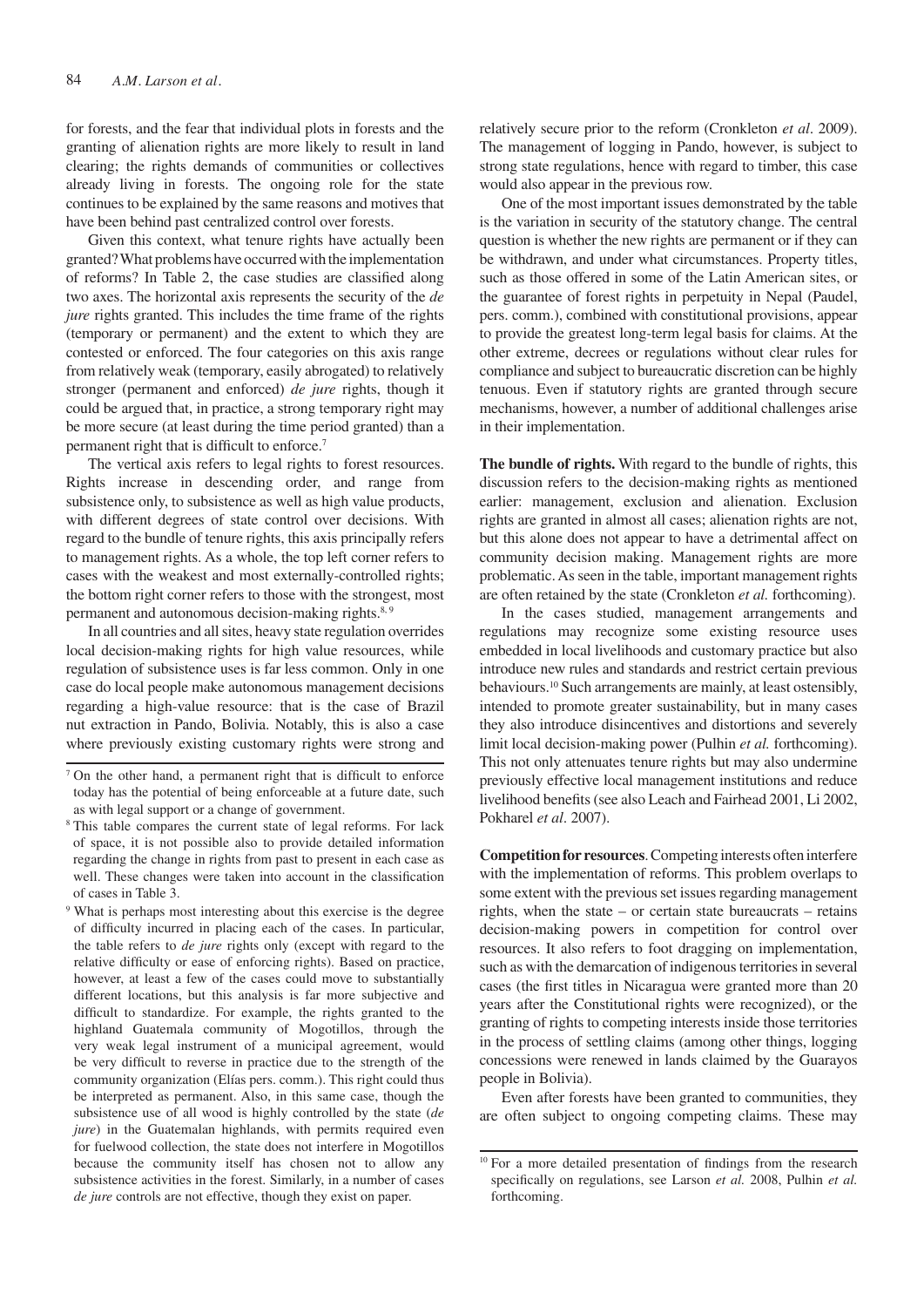for forests, and the fear that individual plots in forests and the granting of alienation rights are more likely to result in land clearing; the rights demands of communities or collectives already living in forests. The ongoing role for the state continues to be explained by the same reasons and motives that have been behind past centralized control over forests.

Given this context, what tenure rights have actually been granted? What problems have occurred with the implementation of reforms? In Table 2, the case studies are classified along two axes. The horizontal axis represents the security of the *de jure* rights granted. This includes the time frame of the rights (temporary or permanent) and the extent to which they are contested or enforced. The four categories on this axis range from relatively weak (temporary, easily abrogated) to relatively stronger (permanent and enforced) *de jure* rights, though it could be argued that, in practice, a strong temporary right may be more secure (at least during the time period granted) than a permanent right that is difficult to enforce.[7]

The vertical axis refers to legal rights to forest resources. Rights increase in descending order, and range from subsistence only, to subsistence as well as high value products, with different degrees of state control over decisions. With regard to the bundle of tenure rights, this axis principally refers to management rights. As a whole, the top left corner refers to cases with the weakest and most externally-controlled rights; the bottom right corner refers to those with the strongest, most permanent and autonomous decision-making rights.[8, 9]

In all countries and all sites, heavy state regulation overrides local decision-making rights for high value resources, while regulation of subsistence uses is far less common. Only in one case do local people make autonomous management decisions regarding a high-value resource: that is the case of Brazil nut extraction in Pando, Bolivia. Notably, this is also a case where previously existing customary rights were strong and relatively secure prior to the reform (Cronkleton *et al*. 2009). The management of logging in Pando, however, is subject to strong state regulations, hence with regard to timber, this case would also appear in the previous row.

One of the most important issues demonstrated by the table is the variation in security of the statutory change. The central question is whether the new rights are permanent or if they can be withdrawn, and under what circumstances. Property titles, such as those offered in some of the Latin American sites, or the guarantee of forest rights in perpetuity in Nepal (Paudel, pers. comm.), combined with constitutional provisions, appear to provide the greatest long-term legal basis for claims. At the other extreme, decrees or regulations without clear rules for compliance and subject to bureaucratic discretion can be highly tenuous. Even if statutory rights are granted through secure mechanisms, however, a number of additional challenges arise in their implementation.

**The bundle of rights.** With regard to the bundle of rights, this discussion refers to the decision-making rights as mentioned earlier: management, exclusion and alienation. Exclusion rights are granted in almost all cases; alienation rights are not, but this alone does not appear to have a detrimental affect on community decision making. Management rights are more problematic. As seen in the table, important management rights are often retained by the state (Cronkleton *et al.* forthcoming).

In the cases studied, management arrangements and regulations may recognize some existing resource uses embedded in local livelihoods and customary practice but also introduce new rules and standards and restrict certain previous behaviours.[10] Such arrangements are mainly, at least ostensibly, intended to promote greater sustainability, but in many cases they also introduce disincentives and distortions and severely limit local decision-making power (Pulhin *et al.* forthcoming). This not only attenuates tenure rights but may also undermine previously effective local management institutions and reduce livelihood benefits (see also Leach and Fairhead 2001, Li 2002, Pokharel *et al*. 2007).

**Competition for resources**. Competing interests often interfere with the implementation of reforms. This problem overlaps to some extent with the previous set issues regarding management rights, when the state – or certain state bureaucrats – retains decision-making powers in competition for control over resources. It also refers to foot dragging on implementation, such as with the demarcation of indigenous territories in several cases (the first titles in Nicaragua were granted more than 20 years after the Constitutional rights were recognized), or the granting of rights to competing interests inside those territories in the process of settling claims (among other things, logging concessions were renewed in lands claimed by the Guarayos people in Bolivia).

Even after forests have been granted to communities, they are often subject to ongoing competing claims. These may

[7] On the other hand, a permanent right that is difficult to enforce today has the potential of being enforceable at a future date, such as with legal support or a change of government.

[8] This table compares the current state of legal reforms. For lack of space, it is not possible also to provide detailed information regarding the change in rights from past to present in each case as well. These changes were taken into account in the classification of cases in Table 3.

[9] What is perhaps most interesting about this exercise is the degree of difficulty incurred in placing each of the cases. In particular, the table refers to *de jure* rights only (except with regard to the relative difficulty or ease of enforcing rights). Based on practice, however, at least a few of the cases could move to substantially different locations, but this analysis is far more subjective and difficult to standardize. For example, the rights granted to the highland Guatemala community of Mogotillos, through the very weak legal instrument of a municipal agreement, would be very difficult to reverse in practice due to the strength of the community organization (Elías pers. comm.). This right could thus be interpreted as permanent. Also, in this same case, though the subsistence use of all wood is highly controlled by the state (*de jure*) in the Guatemalan highlands, with permits required even for fuelwood collection, the state does not interfere in Mogotillos because the community itself has chosen not to allow any subsistence activities in the forest. Similarly, in a number of cases *de jure* controls are not effective, though they exist on paper.

[10] For a more detailed presentation of findings from the research specifically on regulations, see Larson *et al.* 2008, Pulhin *et al.* forthcoming.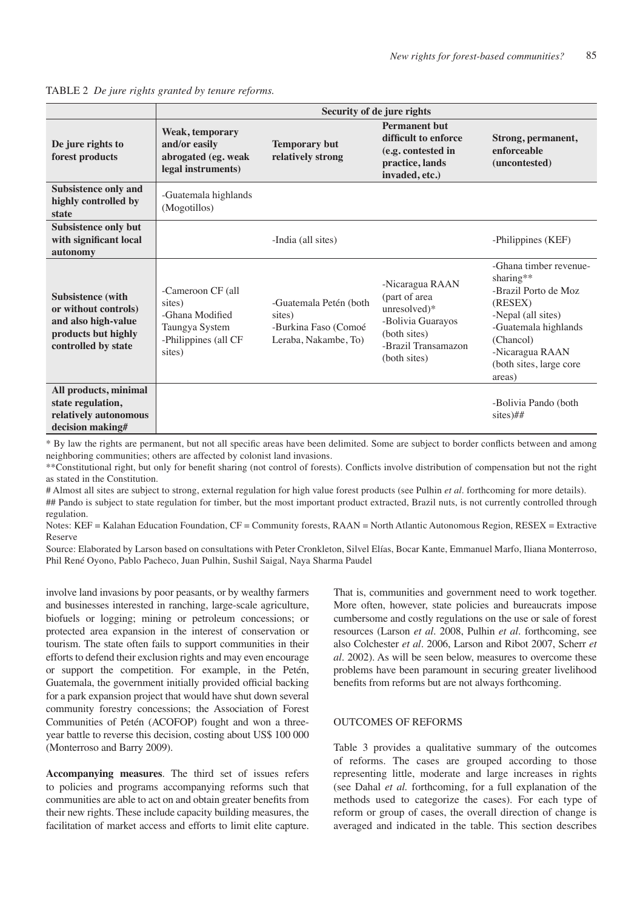TABLE 2 *De jure rights granted by tenure reforms.*

| De jure rights to forest products | Security of de jure rights | | | |
|---|---|---|---|---|
| | **Weak, temporary and/or easily abrogated (eg. weak legal instruments)** | **Temporary but relatively strong** | **Permanent but difficult to enforce (e.g. contested in practice, lands invaded, etc.)** | **Strong, permanent, enforceable (uncontested)** |
| **Subsistence only and highly controlled by state** | -Guatemala highlands (Mogotillos) | | | |
| **Subsistence only but with significant local autonomy** | | -India (all sites) | | -Philippines (KEF) |
| **Subsistence (with or without controls) and also high-value products but highly controlled by state** | -Cameroon CF (all sites) -Ghana Modified Taungya System -Philippines (all CF sites) | -Guatemala Petén (both sites) -Burkina Faso (Comoé Leraba, Nakambe, To) | -Nicaragua RAAN (part of area unresolved)* -Bolivia Guarayos (both sites) -Brazil Transamazon (both sites) | -Ghana timber revenue-sharing** -Brazil Porto de Moz (RESEX) -Nepal (all sites) -Guatemala highlands (Chancol) -Nicaragua RAAN (both sites, large core areas) |
| **All products, minimal state regulation, relatively autonomous decision making#** | | | | -Bolivia Pando (both sites)## |

\* By law the rights are permanent, but not all specific areas have been delimited. Some are subject to border conflicts between and among neighboring communities; others are affected by colonist land invasions.

**Constitutional right, but only for benefit sharing (not control of forests). Conflicts involve distribution of compensation but not the right as stated in the Constitution.

# Almost all sites are subject to strong, external regulation for high value forest products (see Pulhin *et al*. forthcoming for more details).

## Pando is subject to state regulation for timber, but the most important product extracted, Brazil nuts, is not currently controlled through regulation.

Notes: KEF = Kalahan Education Foundation, CF = Community forests, RAAN = North Atlantic Autonomous Region, RESEX = Extractive Reserve

Source: Elaborated by Larson based on consultations with Peter Cronkleton, Silvel Elías, Bocar Kante, Emmanuel Marfo, Iliana Monterroso, Phil René Oyono, Pablo Pacheco, Juan Pulhin, Sushil Saigal, Naya Sharma Paudel

involve land invasions by poor peasants, or by wealthy farmers and businesses interested in ranching, large-scale agriculture, biofuels or logging; mining or petroleum concessions; or protected area expansion in the interest of conservation or tourism. The state often fails to support communities in their efforts to defend their exclusion rights and may even encourage or support the competition. For example, in the Petén, Guatemala, the government initially provided official backing for a park expansion project that would have shut down several community forestry concessions; the Association of Forest Communities of Petén (ACOFOP) fought and won a three-year battle to reverse this decision, costing about US$ 100 000 (Monterroso and Barry 2009).

**Accompanying measures**. The third set of issues refers to policies and programs accompanying reforms such that communities are able to act on and obtain greater benefits from their new rights. These include capacity building measures, the facilitation of market access and efforts to limit elite capture. That is, communities and government need to work together. More often, however, state policies and bureaucrats impose cumbersome and costly regulations on the use or sale of forest resources (Larson *et al*. 2008, Pulhin *et al*. forthcoming, see also Colchester *et al*. 2006, Larson and Ribot 2007, Scherr *et al*. 2002). As will be seen below, measures to overcome these problems have been paramount in securing greater livelihood benefits from reforms but are not always forthcoming.

## OUTCOMES OF REFORMS

Table 3 provides a qualitative summary of the outcomes of reforms. The cases are grouped according to those representing little, moderate and large increases in rights (see Dahal *et al.* forthcoming, for a full explanation of the methods used to categorize the cases). For each type of reform or group of cases, the overall direction of change is averaged and indicated in the table. This section describes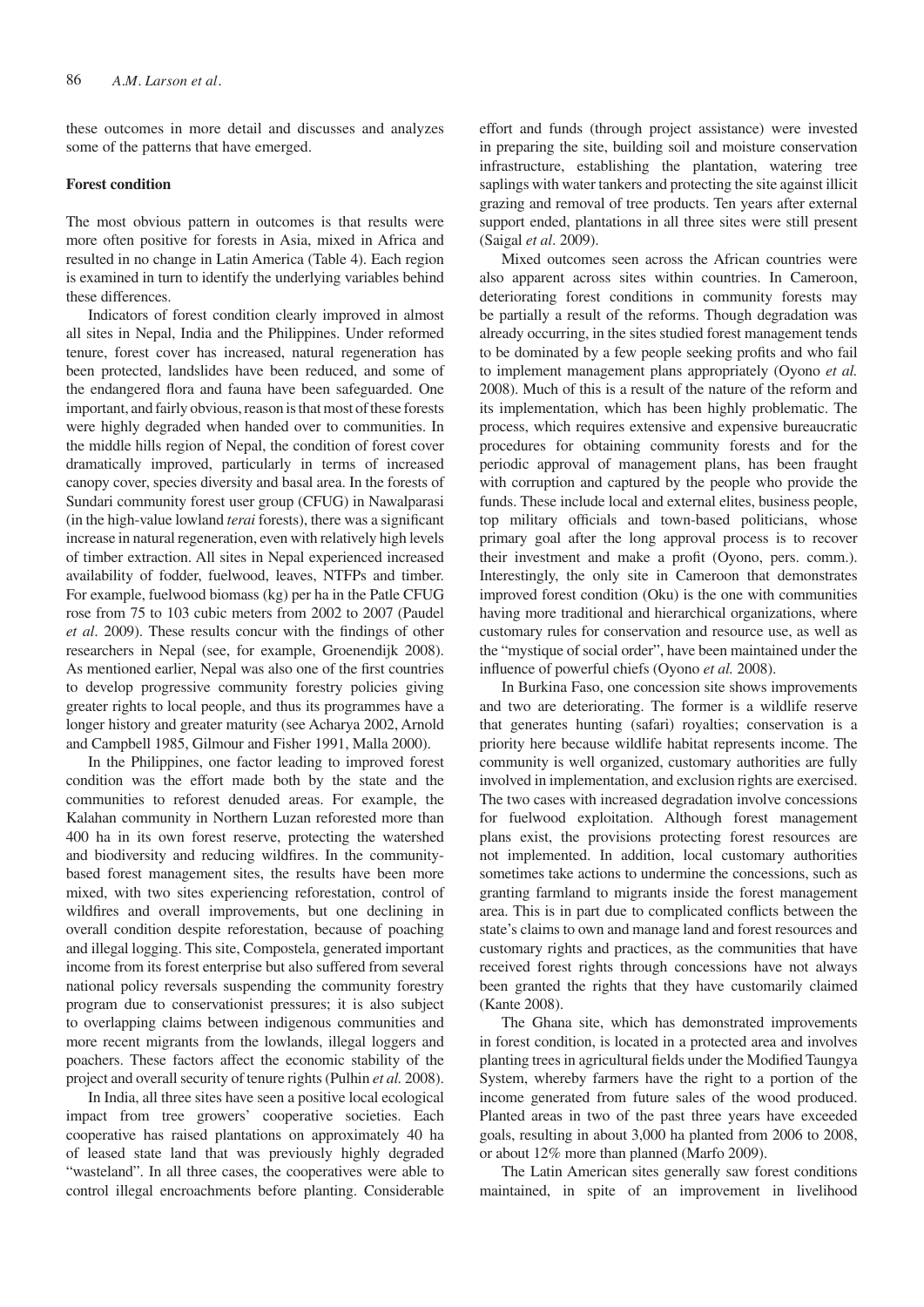these outcomes in more detail and discusses and analyzes some of the patterns that have emerged.

**Forest condition**

The most obvious pattern in outcomes is that results were more often positive for forests in Asia, mixed in Africa and resulted in no change in Latin America (Table 4). Each region is examined in turn to identify the underlying variables behind these differences.

Indicators of forest condition clearly improved in almost all sites in Nepal, India and the Philippines. Under reformed tenure, forest cover has increased, natural regeneration has been protected, landslides have been reduced, and some of the endangered flora and fauna have been safeguarded. One important, and fairly obvious, reason is that most of these forests were highly degraded when handed over to communities. In the middle hills region of Nepal, the condition of forest cover dramatically improved, particularly in terms of increased canopy cover, species diversity and basal area. In the forests of Sundari community forest user group (CFUG) in Nawalparasi (in the high-value lowland *terai* forests), there was a significant increase in natural regeneration, even with relatively high levels of timber extraction. All sites in Nepal experienced increased availability of fodder, fuelwood, leaves, NTFPs and timber. For example, fuelwood biomass (kg) per ha in the Patle CFUG rose from 75 to 103 cubic meters from 2002 to 2007 (Paudel *et al*. 2009). These results concur with the findings of other researchers in Nepal (see, for example, Groenendijk 2008). As mentioned earlier, Nepal was also one of the first countries to develop progressive community forestry policies giving greater rights to local people, and thus its programmes have a longer history and greater maturity (see Acharya 2002, Arnold and Campbell 1985, Gilmour and Fisher 1991, Malla 2000).

In the Philippines, one factor leading to improved forest condition was the effort made both by the state and the communities to reforest denuded areas. For example, the Kalahan community in Northern Luzan reforested more than 400 ha in its own forest reserve, protecting the watershed and biodiversity and reducing wildfires. In the community-based forest management sites, the results have been more mixed, with two sites experiencing reforestation, control of wildfires and overall improvements, but one declining in overall condition despite reforestation, because of poaching and illegal logging. This site, Compostela, generated important income from its forest enterprise but also suffered from several national policy reversals suspending the community forestry program due to conservationist pressures; it is also subject to overlapping claims between indigenous communities and more recent migrants from the lowlands, illegal loggers and poachers. These factors affect the economic stability of the project and overall security of tenure rights (Pulhin *et al.* 2008).

In India, all three sites have seen a positive local ecological impact from tree growers' cooperative societies. Each cooperative has raised plantations on approximately 40 ha of leased state land that was previously highly degraded "wasteland". In all three cases, the cooperatives were able to control illegal encroachments before planting. Considerable effort and funds (through project assistance) were invested in preparing the site, building soil and moisture conservation infrastructure, establishing the plantation, watering tree saplings with water tankers and protecting the site against illicit grazing and removal of tree products. Ten years after external support ended, plantations in all three sites were still present (Saigal *et al*. 2009).

Mixed outcomes seen across the African countries were also apparent across sites within countries. In Cameroon, deteriorating forest conditions in community forests may be partially a result of the reforms. Though degradation was already occurring, in the sites studied forest management tends to be dominated by a few people seeking profits and who fail to implement management plans appropriately (Oyono *et al.* 2008). Much of this is a result of the nature of the reform and its implementation, which has been highly problematic. The process, which requires extensive and expensive bureaucratic procedures for obtaining community forests and for the periodic approval of management plans, has been fraught with corruption and captured by the people who provide the funds. These include local and external elites, business people, top military officials and town-based politicians, whose primary goal after the long approval process is to recover their investment and make a profit (Oyono, pers. comm.). Interestingly, the only site in Cameroon that demonstrates improved forest condition (Oku) is the one with communities having more traditional and hierarchical organizations, where customary rules for conservation and resource use, as well as the "mystique of social order", have been maintained under the influence of powerful chiefs (Oyono *et al.* 2008).

In Burkina Faso, one concession site shows improvements and two are deteriorating. The former is a wildlife reserve that generates hunting (safari) royalties; conservation is a priority here because wildlife habitat represents income. The community is well organized, customary authorities are fully involved in implementation, and exclusion rights are exercised. The two cases with increased degradation involve concessions for fuelwood exploitation. Although forest management plans exist, the provisions protecting forest resources are not implemented. In addition, local customary authorities sometimes take actions to undermine the concessions, such as granting farmland to migrants inside the forest management area. This is in part due to complicated conflicts between the state's claims to own and manage land and forest resources and customary rights and practices, as the communities that have received forest rights through concessions have not always been granted the rights that they have customarily claimed (Kante 2008).

The Ghana site, which has demonstrated improvements in forest condition, is located in a protected area and involves planting trees in agricultural fields under the Modified Taungya System, whereby farmers have the right to a portion of the income generated from future sales of the wood produced. Planted areas in two of the past three years have exceeded goals, resulting in about 3,000 ha planted from 2006 to 2008, or about 12% more than planned (Marfo 2009).

The Latin American sites generally saw forest conditions maintained, in spite of an improvement in livelihood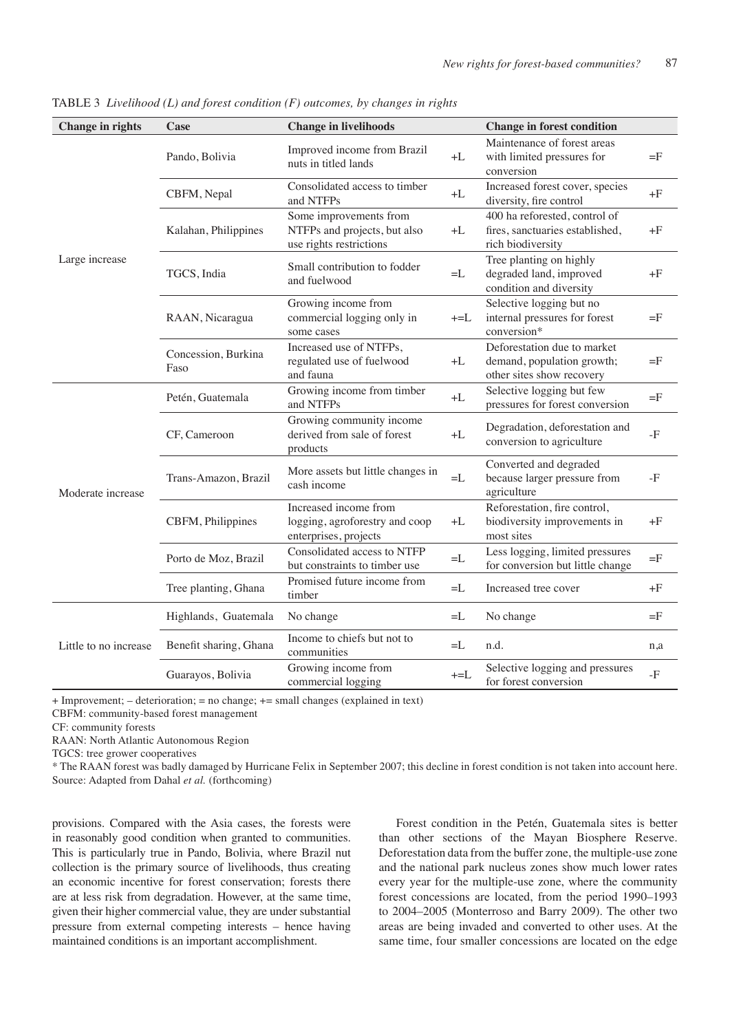TABLE 3 *Livelihood (L) and forest condition (F) outcomes, by changes in rights*

| Change in rights | Case | Change in livelihoods | | Change in forest condition | |
|---|---|---|---|---|---|
| Large increase | Pando, Bolivia | Improved income from Brazil nuts in titled lands | +L | Maintenance of forest areas with limited pressures for conversion | =F |
| | CBFM, Nepal | Consolidated access to timber and NTFPs | +L | Increased forest cover, species diversity, fire control | +F |
| | Kalahan, Philippines | Some improvements from NTFPs and projects, but also use rights restrictions | +L | 400 ha reforested, control of fires, sanctuaries established, rich biodiversity | +F |
| | TGCS, India | Small contribution to fodder and fuelwood | =L | Tree planting on highly degraded land, improved condition and diversity | +F |
| | RAAN, Nicaragua | Growing income from commercial logging only in some cases | +=L | Selective logging but no internal pressures for forest conversion* | =F |
| | Concession, Burkina Faso | Increased use of NTFPs, regulated use of fuelwood and fauna | +L | Deforestation due to market demand, population growth; other sites show recovery | =F |
| Moderate increase | Petén, Guatemala | Growing income from timber and NTFPs | +L | Selective logging but few pressures for forest conversion | =F |
| | CF, Cameroon | Growing community income derived from sale of forest products | +L | Degradation, deforestation and conversion to agriculture | -F |
| | Trans-Amazon, Brazil | More assets but little changes in cash income | =L | Converted and degraded because larger pressure from agriculture | -F |
| | CBFM, Philippines | Increased income from logging, agroforestry and coop enterprises, projects | +L | Reforestation, fire control, biodiversity improvements in most sites | +F |
| | Porto de Moz, Brazil | Consolidated access to NTFP but constraints to timber use | =L | Less logging, limited pressures for conversion but little change | =F |
| | Tree planting, Ghana | Promised future income from timber | =L | Increased tree cover | +F |
| Little to no increase | Highlands, Guatemala | No change | =L | No change | =F |
| | Benefit sharing, Ghana | Income to chiefs but not to communities | =L | n.d. | n,a |
| | Guarayos, Bolivia | Growing income from commercial logging | +=L | Selective logging and pressures for forest conversion | -F |

+ Improvement; – deterioration; = no change; += small changes (explained in text)

CBFM: community-based forest management

CF: community forests

RAAN: North Atlantic Autonomous Region

TGCS: tree grower cooperatives

* The RAAN forest was badly damaged by Hurricane Felix in September 2007; this decline in forest condition is not taken into account here.

Source: Adapted from Dahal *et al.* (forthcoming)

provisions. Compared with the Asia cases, the forests were in reasonably good condition when granted to communities. This is particularly true in Pando, Bolivia, where Brazil nut collection is the primary source of livelihoods, thus creating an economic incentive for forest conservation; forests there are at less risk from degradation. However, at the same time, given their higher commercial value, they are under substantial pressure from external competing interests – hence having maintained conditions is an important accomplishment.

Forest condition in the Petén, Guatemala sites is better than other sections of the Mayan Biosphere Reserve. Deforestation data from the buffer zone, the multiple-use zone and the national park nucleus zones show much lower rates every year for the multiple-use zone, where the community forest concessions are located, from the period 1990–1993 to 2004–2005 (Monterroso and Barry 2009). The other two areas are being invaded and converted to other uses. At the same time, four smaller concessions are located on the edge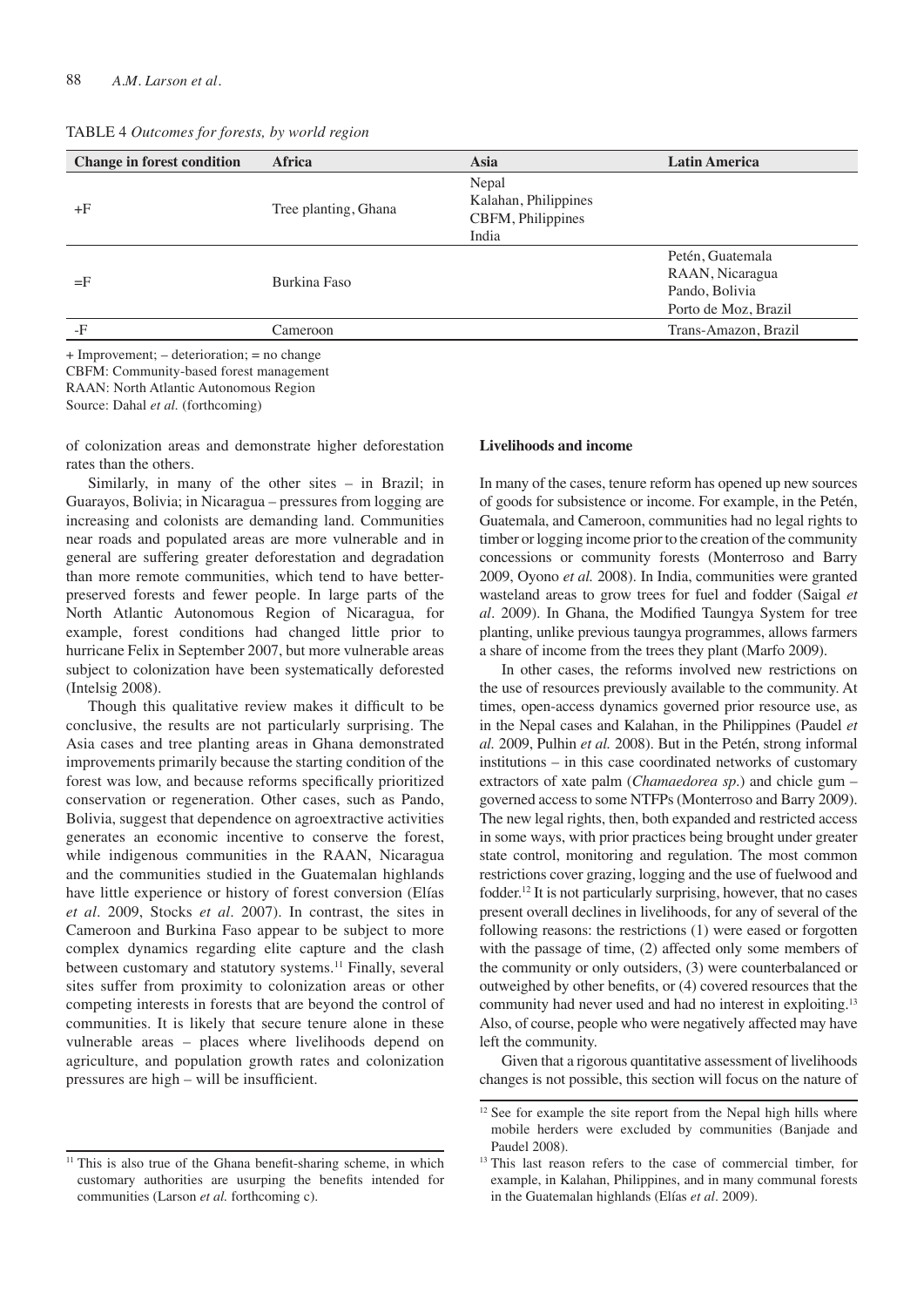TABLE 4 *Outcomes for forests, by world region*

| Change in forest condition | Africa | Asia | Latin America |
|---|---|---|---|
| +F | Tree planting, Ghana | Nepal<br>Kalahan, Philippines<br>CBFM, Philippines<br>India | |
| =F | Burkina Faso | | Petén, Guatemala<br>RAAN, Nicaragua<br>Pando, Bolivia<br>Porto de Moz, Brazil |
| -F | Cameroon | | Trans-Amazon, Brazil |

+ Improvement; – deterioration; = no change
CBFM: Community-based forest management
RAAN: North Atlantic Autonomous Region
Source: Dahal *et al.* (forthcoming)

of colonization areas and demonstrate higher deforestation rates than the others.

Similarly, in many of the other sites – in Brazil; in Guarayos, Bolivia; in Nicaragua – pressures from logging are increasing and colonists are demanding land. Communities near roads and populated areas are more vulnerable and in general are suffering greater deforestation and degradation than more remote communities, which tend to have better-preserved forests and fewer people. In large parts of the North Atlantic Autonomous Region of Nicaragua, for example, forest conditions had changed little prior to hurricane Felix in September 2007, but more vulnerable areas subject to colonization have been systematically deforested (Intelsig 2008).

Though this qualitative review makes it difficult to be conclusive, the results are not particularly surprising. The Asia cases and tree planting areas in Ghana demonstrated improvements primarily because the starting condition of the forest was low, and because reforms specifically prioritized conservation or regeneration. Other cases, such as Pando, Bolivia, suggest that dependence on agroextractive activities generates an economic incentive to conserve the forest, while indigenous communities in the RAAN, Nicaragua and the communities studied in the Guatemalan highlands have little experience or history of forest conversion (Elías *et al*. 2009, Stocks *et al*. 2007). In contrast, the sites in Cameroon and Burkina Faso appear to be subject to more complex dynamics regarding elite capture and the clash between customary and statutory systems.[11] Finally, several sites suffer from proximity to colonization areas or other competing interests in forests that are beyond the control of communities. It is likely that secure tenure alone in these vulnerable areas – places where livelihoods depend on agriculture, and population growth rates and colonization pressures are high – will be insufficient.

**Livelihoods and income**

In many of the cases, tenure reform has opened up new sources of goods for subsistence or income. For example, in the Petén, Guatemala, and Cameroon, communities had no legal rights to timber or logging income prior to the creation of the community concessions or community forests (Monterroso and Barry 2009, Oyono *et al.* 2008). In India, communities were granted wasteland areas to grow trees for fuel and fodder (Saigal *et al*. 2009). In Ghana, the Modified Taungya System for tree planting, unlike previous taungya programmes, allows farmers a share of income from the trees they plant (Marfo 2009).

In other cases, the reforms involved new restrictions on the use of resources previously available to the community. At times, open-access dynamics governed prior resource use, as in the Nepal cases and Kalahan, in the Philippines (Paudel *et al.* 2009, Pulhin *et al.* 2008). But in the Petén, strong informal institutions – in this case coordinated networks of customary extractors of xate palm (*Chamaedorea sp.*) and chicle gum – governed access to some NTFPs (Monterroso and Barry 2009). The new legal rights, then, both expanded and restricted access in some ways, with prior practices being brought under greater state control, monitoring and regulation. The most common restrictions cover grazing, logging and the use of fuelwood and fodder.[12] It is not particularly surprising, however, that no cases present overall declines in livelihoods, for any of several of the following reasons: the restrictions (1) were eased or forgotten with the passage of time, (2) affected only some members of the community or only outsiders, (3) were counterbalanced or outweighed by other benefits, or (4) covered resources that the community had never used and had no interest in exploiting.[13] Also, of course, people who were negatively affected may have left the community.

Given that a rigorous quantitative assessment of livelihoods changes is not possible, this section will focus on the nature of

[11] This is also true of the Ghana benefit-sharing scheme, in which customary authorities are usurping the benefits intended for communities (Larson *et al.* forthcoming c).

[12] See for example the site report from the Nepal high hills where mobile herders were excluded by communities (Banjade and Paudel 2008).

[13] This last reason refers to the case of commercial timber, for example, in Kalahan, Philippines, and in many communal forests in the Guatemalan highlands (Elías *et al*. 2009).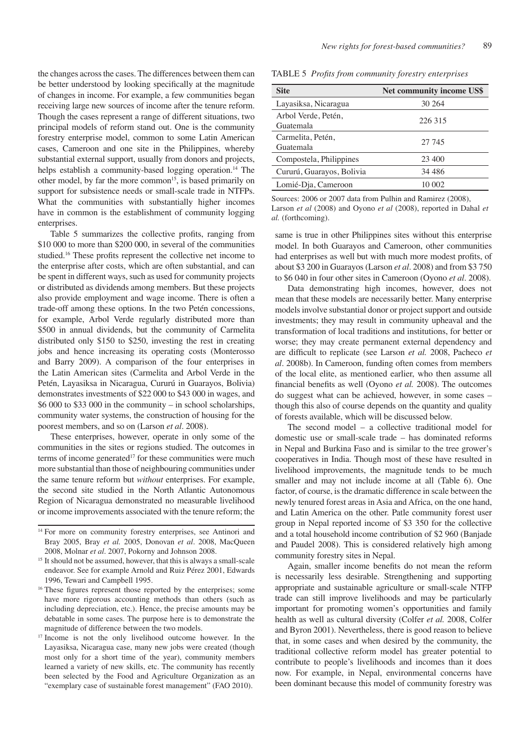the changes across the cases. The differences between them can be better understood by looking specifically at the magnitude of changes in income. For example, a few communities began receiving large new sources of income after the tenure reform. Though the cases represent a range of different situations, two principal models of reform stand out. One is the community forestry enterprise model, common to some Latin American cases, Cameroon and one site in the Philippines, whereby substantial external support, usually from donors and projects, helps establish a community-based logging operation.[14] The other model, by far the more common[15], is based primarily on support for subsistence needs or small-scale trade in NTFPs. What the communities with substantially higher incomes have in common is the establishment of community logging enterprises.

Table 5 summarizes the collective profits, ranging from $10 000 to more than $200 000, in several of the communities studied.[16] These profits represent the collective net income to the enterprise after costs, which are often substantial, and can be spent in different ways, such as used for community projects or distributed as dividends among members. But these projects also provide employment and wage income. There is often a trade-off among these options. In the two Petén concessions, for example, Arbol Verde regularly distributed more than $500 in annual dividends, but the community of Carmelita distributed only $150 to $250, investing the rest in creating jobs and hence increasing its operating costs (Monterosso and Barry 2009). A comparison of the four enterprises in the Latin American sites (Carmelita and Arbol Verde in the Petén, Layasiksa in Nicaragua, Cururú in Guarayos, Bolivia) demonstrates investments of $22 000 to $43 000 in wages, and $6 000 to $33 000 in the community – in school scholarships, community water systems, the construction of housing for the poorest members, and so on (Larson *et al*. 2008).

These enterprises, however, operate in only some of the communities in the sites or regions studied. The outcomes in terms of income generated[17] for these communities were much more substantial than those of neighbouring communities under the same tenure reform but *without* enterprises. For example, the second site studied in the North Atlantic Autonomous Region of Nicaragua demonstrated no measurable livelihood or income improvements associated with the tenure reform; the

TABLE 5 *Profits from community forestry enterprises*

| Site | Net community income US$ |
|---|---|
| Layasiksa, Nicaragua | 30 264 |
| Arbol Verde, Petén, Guatemala | 226 315 |
| Carmelita, Petén, Guatemala | 27 745 |
| Compostela, Philippines | 23 400 |
| Cururú, Guarayos, Bolivia | 34 486 |
| Lomié-Dja, Cameroon | 10 002 |

Sources: 2006 or 2007 data from Pulhin and Ramirez (2008), Larson *et al* (2008) and Oyono *et al* (2008), reported in Dahal *et al.* (forthcoming).

same is true in other Philippines sites without this enterprise model. In both Guarayos and Cameroon, other communities had enterprises as well but with much more modest profits, of about $3 200 in Guarayos (Larson *et al*. 2008) and from $3 750 to $6 040 in four other sites in Cameroon (Oyono *et al*. 2008).

Data demonstrating high incomes, however, does not mean that these models are necessarily better. Many enterprise models involve substantial donor or project support and outside investments; they may result in community upheaval and the transformation of local traditions and institutions, for better or worse; they may create permanent external dependency and are difficult to replicate (see Larson *et al.* 2008, Pacheco *et al*. 2008b). In Cameroon, funding often comes from members of the local elite, as mentioned earlier, who then assume all financial benefits as well (Oyono *et al.* 2008). The outcomes do suggest what can be achieved, however, in some cases – though this also of course depends on the quantity and quality of forests available, which will be discussed below.

The second model – a collective traditional model for domestic use or small-scale trade – has dominated reforms in Nepal and Burkina Faso and is similar to the tree grower's cooperatives in India. Though most of these have resulted in livelihood improvements, the magnitude tends to be much smaller and may not include income at all (Table 6). One factor, of course, is the dramatic difference in scale between the newly tenured forest areas in Asia and Africa, on the one hand, and Latin America on the other. Patle community forest user group in Nepal reported income of $3 350 for the collective and a total household income contribution of $2 960 (Banjade and Paudel 2008). This is considered relatively high among community forestry sites in Nepal.

Again, smaller income benefits do not mean the reform is necessarily less desirable. Strengthening and supporting appropriate and sustainable agriculture or small-scale NTFP trade can still improve livelihoods and may be particularly important for promoting women's opportunities and family health as well as cultural diversity (Colfer *et al.* 2008, Colfer and Byron 2001). Nevertheless, there is good reason to believe that, in some cases and when desired by the community, the traditional collective reform model has greater potential to contribute to people's livelihoods and incomes than it does now. For example, in Nepal, environmental concerns have been dominant because this model of community forestry was

[14] For more on community forestry enterprises, see Antinori and Bray 2005, Bray *et al.* 2005, Donovan *et al*. 2008, MacQueen 2008, Molnar *et al*. 2007, Pokorny and Johnson 2008.

[15] It should not be assumed, however, that this is always a small-scale endeavor. See for example Arnold and Ruiz Pérez 2001, Edwards 1996, Tewari and Campbell 1995.

[16] These figures represent those reported by the enterprises; some have more rigorous accounting methods than others (such as including depreciation, etc.). Hence, the precise amounts may be debatable in some cases. The purpose here is to demonstrate the magnitude of difference between the two models.

[17] Income is not the only livelihood outcome however. In the Layasiksa, Nicaragua case, many new jobs were created (though most only for a short time of the year), community members learned a variety of new skills, etc. The community has recently been selected by the Food and Agriculture Organization as an "exemplary case of sustainable forest management" (FAO 2010).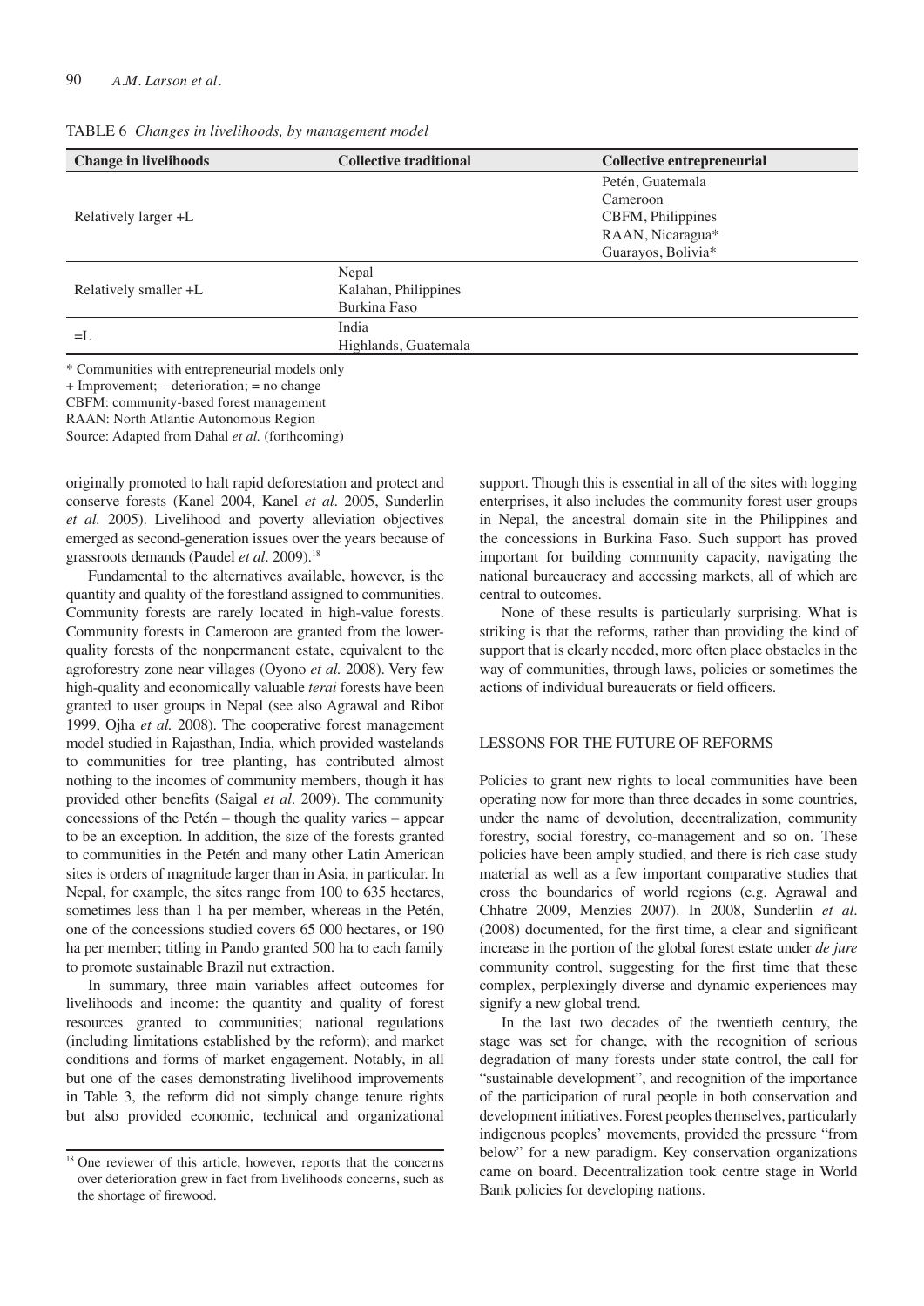TABLE 6 *Changes in livelihoods, by management model*

| Change in livelihoods | Collective traditional | Collective entrepreneurial |
|---|---|---|
| Relatively larger +L | | Petén, Guatemala<br>Cameroon<br>CBFM, Philippines<br>RAAN, Nicaragua*<br>Guarayos, Bolivia* |
| Relatively smaller +L | Nepal<br>Kalahan, Philippines<br>Burkina Faso | |
| =L | India<br>Highlands, Guatemala | |

\* Communities with entrepreneurial models only
+ Improvement; – deterioration; = no change
CBFM: community-based forest management
RAAN: North Atlantic Autonomous Region
Source: Adapted from Dahal *et al.* (forthcoming)

originally promoted to halt rapid deforestation and protect and conserve forests (Kanel 2004, Kanel *et al*. 2005, Sunderlin *et al.* 2005). Livelihood and poverty alleviation objectives emerged as second-generation issues over the years because of grassroots demands (Paudel *et al*. 2009).[18]

Fundamental to the alternatives available, however, is the quantity and quality of the forestland assigned to communities. Community forests are rarely located in high-value forests. Community forests in Cameroon are granted from the lower-quality forests of the nonpermanent estate, equivalent to the agroforestry zone near villages (Oyono *et al.* 2008). Very few high-quality and economically valuable *terai* forests have been granted to user groups in Nepal (see also Agrawal and Ribot 1999, Ojha *et al.* 2008). The cooperative forest management model studied in Rajasthan, India, which provided wastelands to communities for tree planting, has contributed almost nothing to the incomes of community members, though it has provided other benefits (Saigal *et al*. 2009). The community concessions of the Petén – though the quality varies – appear to be an exception. In addition, the size of the forests granted to communities in the Petén and many other Latin American sites is orders of magnitude larger than in Asia, in particular. In Nepal, for example, the sites range from 100 to 635 hectares, sometimes less than 1 ha per member, whereas in the Petén, one of the concessions studied covers 65 000 hectares, or 190 ha per member; titling in Pando granted 500 ha to each family to promote sustainable Brazil nut extraction.

In summary, three main variables affect outcomes for livelihoods and income: the quantity and quality of forest resources granted to communities; national regulations (including limitations established by the reform); and market conditions and forms of market engagement. Notably, in all but one of the cases demonstrating livelihood improvements in Table 3, the reform did not simply change tenure rights but also provided economic, technical and organizational support. Though this is essential in all of the sites with logging enterprises, it also includes the community forest user groups in Nepal, the ancestral domain site in the Philippines and the concessions in Burkina Faso. Such support has proved important for building community capacity, navigating the national bureaucracy and accessing markets, all of which are central to outcomes.

None of these results is particularly surprising. What is striking is that the reforms, rather than providing the kind of support that is clearly needed, more often place obstacles in the way of communities, through laws, policies or sometimes the actions of individual bureaucrats or field officers.

## LESSONS FOR THE FUTURE OF REFORMS

Policies to grant new rights to local communities have been operating now for more than three decades in some countries, under the name of devolution, decentralization, community forestry, social forestry, co-management and so on. These policies have been amply studied, and there is rich case study material as well as a few important comparative studies that cross the boundaries of world regions (e.g. Agrawal and Chhatre 2009, Menzies 2007). In 2008, Sunderlin *et al*. (2008) documented, for the first time, a clear and significant increase in the portion of the global forest estate under *de jure* community control, suggesting for the first time that these complex, perplexingly diverse and dynamic experiences may signify a new global trend.

In the last two decades of the twentieth century, the stage was set for change, with the recognition of serious degradation of many forests under state control, the call for "sustainable development", and recognition of the importance of the participation of rural people in both conservation and development initiatives. Forest peoples themselves, particularly indigenous peoples' movements, provided the pressure "from below" for a new paradigm. Key conservation organizations came on board. Decentralization took centre stage in World Bank policies for developing nations.

[18] One reviewer of this article, however, reports that the concerns over deterioration grew in fact from livelihoods concerns, such as the shortage of firewood.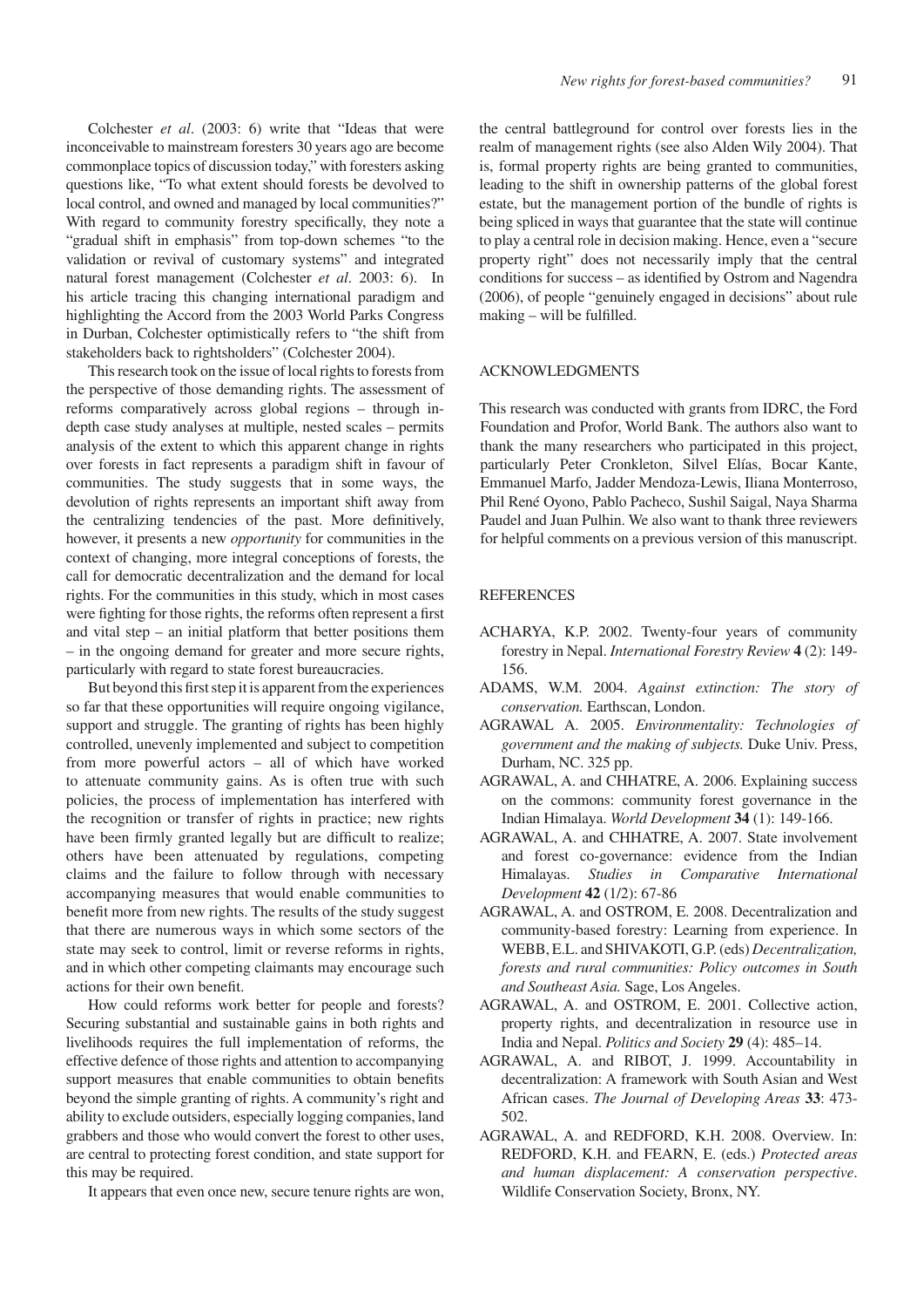Colchester *et al*. (2003: 6) write that "Ideas that were inconceivable to mainstream foresters 30 years ago are become commonplace topics of discussion today," with foresters asking questions like, "To what extent should forests be devolved to local control, and owned and managed by local communities?" With regard to community forestry specifically, they note a "gradual shift in emphasis" from top-down schemes "to the validation or revival of customary systems" and integrated natural forest management (Colchester *et al*. 2003: 6). In his article tracing this changing international paradigm and highlighting the Accord from the 2003 World Parks Congress in Durban, Colchester optimistically refers to "the shift from stakeholders back to rightsholders" (Colchester 2004).

This research took on the issue of local rights to forests from the perspective of those demanding rights. The assessment of reforms comparatively across global regions – through in-depth case study analyses at multiple, nested scales – permits analysis of the extent to which this apparent change in rights over forests in fact represents a paradigm shift in favour of communities. The study suggests that in some ways, the devolution of rights represents an important shift away from the centralizing tendencies of the past. More definitively, however, it presents a new *opportunity* for communities in the context of changing, more integral conceptions of forests, the call for democratic decentralization and the demand for local rights. For the communities in this study, which in most cases were fighting for those rights, the reforms often represent a first and vital step – an initial platform that better positions them – in the ongoing demand for greater and more secure rights, particularly with regard to state forest bureaucracies.

But beyond this first step it is apparent from the experiences so far that these opportunities will require ongoing vigilance, support and struggle. The granting of rights has been highly controlled, unevenly implemented and subject to competition from more powerful actors – all of which have worked to attenuate community gains. As is often true with such policies, the process of implementation has interfered with the recognition or transfer of rights in practice; new rights have been firmly granted legally but are difficult to realize; others have been attenuated by regulations, competing claims and the failure to follow through with necessary accompanying measures that would enable communities to benefit more from new rights. The results of the study suggest that there are numerous ways in which some sectors of the state may seek to control, limit or reverse reforms in rights, and in which other competing claimants may encourage such actions for their own benefit.

How could reforms work better for people and forests? Securing substantial and sustainable gains in both rights and livelihoods requires the full implementation of reforms, the effective defence of those rights and attention to accompanying support measures that enable communities to obtain benefits beyond the simple granting of rights. A community's right and ability to exclude outsiders, especially logging companies, land grabbers and those who would convert the forest to other uses, are central to protecting forest condition, and state support for this may be required.

It appears that even once new, secure tenure rights are won, the central battleground for control over forests lies in the realm of management rights (see also Alden Wily 2004). That is, formal property rights are being granted to communities, leading to the shift in ownership patterns of the global forest estate, but the management portion of the bundle of rights is being spliced in ways that guarantee that the state will continue to play a central role in decision making. Hence, even a "secure property right" does not necessarily imply that the central conditions for success – as identified by Ostrom and Nagendra (2006), of people "genuinely engaged in decisions" about rule making – will be fulfilled.

## ACKNOWLEDGMENTS

This research was conducted with grants from IDRC, the Ford Foundation and Profor, World Bank. The authors also want to thank the many researchers who participated in this project, particularly Peter Cronkleton, Silvel Elías, Bocar Kante, Emmanuel Marfo, Jadder Mendoza-Lewis, Iliana Monterroso, Phil René Oyono, Pablo Pacheco, Sushil Saigal, Naya Sharma Paudel and Juan Pulhin. We also want to thank three reviewers for helpful comments on a previous version of this manuscript.

## REFERENCES

ACHARYA, K.P. 2002. Twenty-four years of community forestry in Nepal. *International Forestry Review* **4** (2): 149-156.

ADAMS, W.M. 2004. *Against extinction: The story of conservation.* Earthscan, London.

AGRAWAL A. 2005. *Environmentality: Technologies of government and the making of subjects.* Duke Univ. Press, Durham, NC. 325 pp.

AGRAWAL, A. and CHHATRE, A. 2006. Explaining success on the commons: community forest governance in the Indian Himalaya. *World Development* **34** (1): 149-166.

AGRAWAL, A. and CHHATRE, A. 2007. State involvement and forest co-governance: evidence from the Indian Himalayas. *Studies in Comparative International Development* **42** (1/2): 67-86

AGRAWAL, A. and OSTROM, E. 2008. Decentralization and community-based forestry: Learning from experience. In WEBB, E.L. and SHIVAKOTI, G.P. (eds) *Decentralization, forests and rural communities: Policy outcomes in South and Southeast Asia.* Sage, Los Angeles.

AGRAWAL, A. and OSTROM, E. 2001. Collective action, property rights, and decentralization in resource use in India and Nepal. *Politics and Society* **29** (4): 485–14.

AGRAWAL, A. and RIBOT, J. 1999. Accountability in decentralization: A framework with South Asian and West African cases. *The Journal of Developing Areas* **33**: 473-502.

AGRAWAL, A. and REDFORD, K.H. 2008. Overview. In: REDFORD, K.H. and FEARN, E. (eds.) *Protected areas and human displacement: A conservation perspective*. Wildlife Conservation Society, Bronx, NY.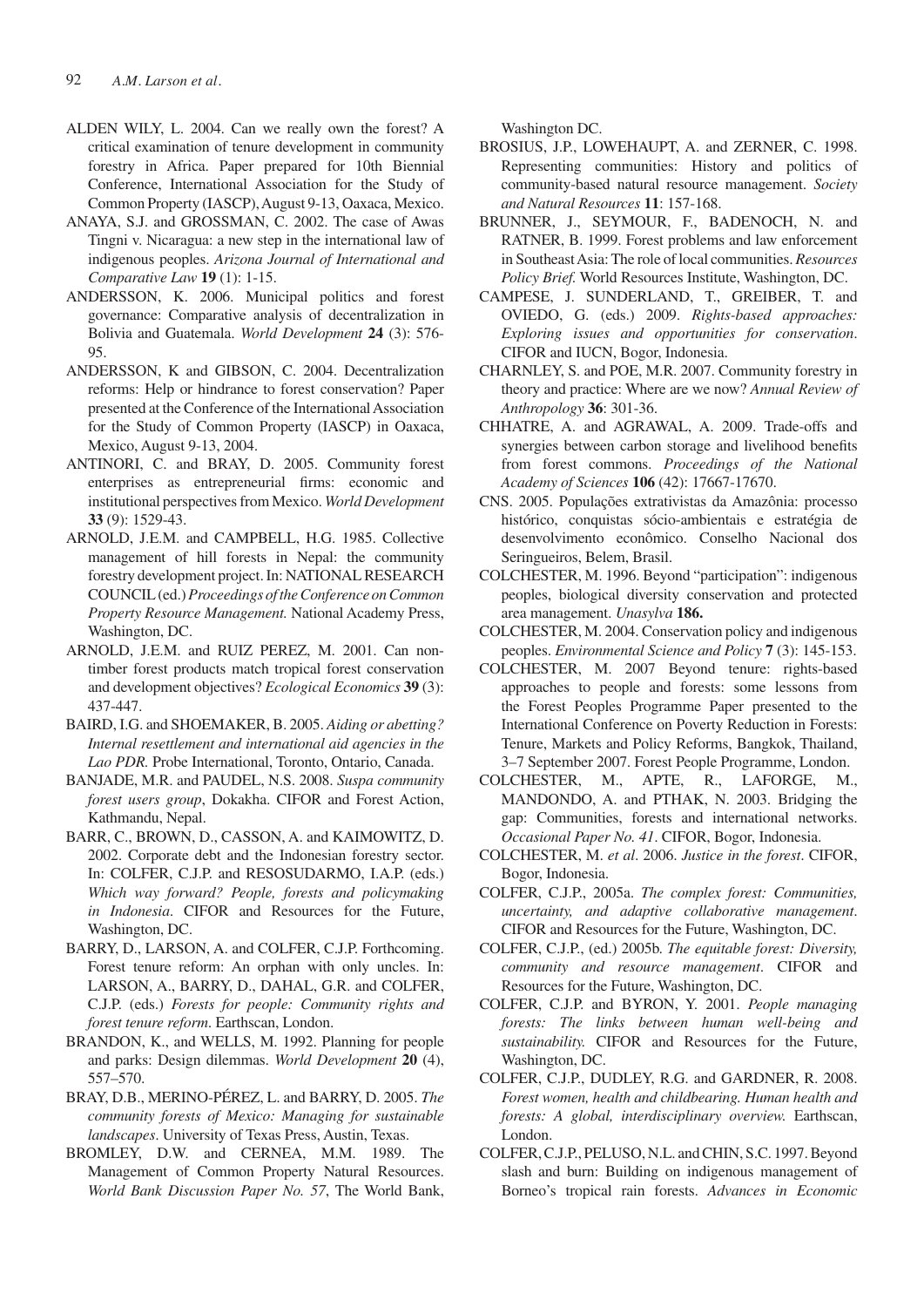ALDEN WILY, L. 2004. Can we really own the forest? A critical examination of tenure development in community forestry in Africa. Paper prepared for 10th Biennial Conference, International Association for the Study of Common Property (IASCP), August 9-13, Oaxaca, Mexico.

ANAYA, S.J. and GROSSMAN, C. 2002. The case of Awas Tingni v. Nicaragua: a new step in the international law of indigenous peoples. *Arizona Journal of International and Comparative Law* **19** (1): 1-15.

ANDERSSON, K. 2006. Municipal politics and forest governance: Comparative analysis of decentralization in Bolivia and Guatemala. *World Development* **24** (3): 576-95.

ANDERSSON, K and GIBSON, C. 2004. Decentralization reforms: Help or hindrance to forest conservation? Paper presented at the Conference of the International Association for the Study of Common Property (IASCP) in Oaxaca, Mexico, August 9-13, 2004.

ANTINORI, C. and BRAY, D. 2005. Community forest enterprises as entrepreneurial firms: economic and institutional perspectives from Mexico. *World Development* **33** (9): 1529-43.

ARNOLD, J.E.M. and CAMPBELL, H.G. 1985. Collective management of hill forests in Nepal: the community forestry development project. In: NATIONAL RESEARCH COUNCIL (ed.) *Proceedings of the Conference on Common Property Resource Management.* National Academy Press, Washington, DC.

ARNOLD, J.E.M. and RUIZ PEREZ, M. 2001. Can non-timber forest products match tropical forest conservation and development objectives? *Ecological Economics* **39** (3): 437-447.

BAIRD, I.G. and SHOEMAKER, B. 2005. *Aiding or abetting? Internal resettlement and international aid agencies in the Lao PDR.* Probe International, Toronto, Ontario, Canada.

BANJADE, M.R. and PAUDEL, N.S. 2008. *Suspa community forest users group*, Dokakha. CIFOR and Forest Action, Kathmandu, Nepal.

BARR, C., BROWN, D., CASSON, A. and KAIMOWITZ, D. 2002. Corporate debt and the Indonesian forestry sector. In: COLFER, C.J.P. and RESOSUDARMO, I.A.P. (eds.) *Which way forward? People, forests and policymaking in Indonesia*. CIFOR and Resources for the Future, Washington, DC.

BARRY, D., LARSON, A. and COLFER, C.J.P. Forthcoming. Forest tenure reform: An orphan with only uncles. In: LARSON, A., BARRY, D., DAHAL, G.R. and COLFER, C.J.P. (eds.) *Forests for people: Community rights and forest tenure reform*. Earthscan, London.

BRANDON, K., and WELLS, M. 1992. Planning for people and parks: Design dilemmas. *World Development* **20** (4), 557–570.

BRAY, D.B., MERINO-PÉREZ, L. and BARRY, D. 2005. *The community forests of Mexico: Managing for sustainable landscapes*. University of Texas Press, Austin, Texas.

BROMLEY, D.W. and CERNEA, M.M. 1989. The Management of Common Property Natural Resources. *World Bank Discussion Paper No. 57*, The World Bank, Washington DC.

BROSIUS, J.P., LOWEHAUPT, A. and ZERNER, C. 1998. Representing communities: History and politics of community-based natural resource management. *Society and Natural Resources* **11**: 157-168.

BRUNNER, J., SEYMOUR, F., BADENOCH, N. and RATNER, B. 1999. Forest problems and law enforcement in Southeast Asia: The role of local communities. *Resources Policy Brief.* World Resources Institute, Washington, DC.

CAMPESE, J. SUNDERLAND, T., GREIBER, T. and OVIEDO, G. (eds.) 2009. *Rights-based approaches: Exploring issues and opportunities for conservation*. CIFOR and IUCN, Bogor, Indonesia.

CHARNLEY, S. and POE, M.R. 2007. Community forestry in theory and practice: Where are we now? *Annual Review of Anthropology* **36**: 301-36.

CHHATRE, A. and AGRAWAL, A. 2009. Trade-offs and synergies between carbon storage and livelihood benefits from forest commons. *Proceedings of the National Academy of Sciences* **106** (42): 17667-17670.

CNS. 2005. Populações extrativistas da Amazônia: processo histórico, conquistas sócio-ambientais e estratégia de desenvolvimento econômico. Conselho Nacional dos Seringueiros, Belem, Brasil.

COLCHESTER, M. 1996. Beyond "participation": indigenous peoples, biological diversity conservation and protected area management. *Unasylva* **186.**

COLCHESTER, M. 2004. Conservation policy and indigenous peoples. *Environmental Science and Policy* **7** (3): 145-153.

COLCHESTER, M. 2007 Beyond tenure: rights-based approaches to people and forests: some lessons from the Forest Peoples Programme Paper presented to the International Conference on Poverty Reduction in Forests: Tenure, Markets and Policy Reforms, Bangkok, Thailand, 3–7 September 2007. Forest People Programme, London.

COLCHESTER, M., APTE, R., LAFORGE, M., MANDONDO, A. and PTHAK, N. 2003. Bridging the gap: Communities, forests and international networks. *Occasional Paper No. 41*. CIFOR, Bogor, Indonesia.

COLCHESTER, M. *et al*. 2006. *Justice in the forest*. CIFOR, Bogor, Indonesia.

COLFER, C.J.P., 2005a. *The complex forest: Communities, uncertainty, and adaptive collaborative management*. CIFOR and Resources for the Future, Washington, DC.

COLFER, C.J.P., (ed.) 2005b. *The equitable forest: Diversity, community and resource management*. CIFOR and Resources for the Future, Washington, DC.

COLFER, C.J.P. and BYRON, Y. 2001. *People managing forests: The links between human well-being and sustainability.* CIFOR and Resources for the Future, Washington, DC.

COLFER, C.J.P., DUDLEY, R.G. and GARDNER, R. 2008. *Forest women, health and childbearing. Human health and forests: A global, interdisciplinary overview.* Earthscan, London.

COLFER, C.J.P., PELUSO, N.L. and CHIN, S.C. 1997. Beyond slash and burn: Building on indigenous management of Borneo's tropical rain forests. *Advances in Economic*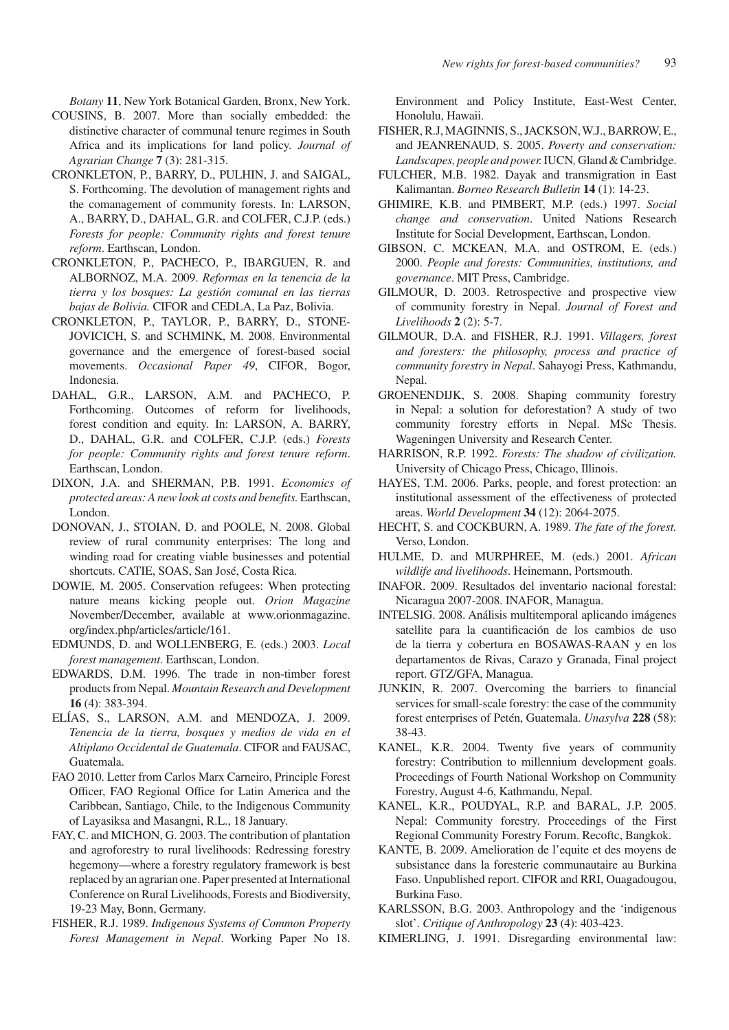*Botany* **11**, New York Botanical Garden, Bronx, New York.

COUSINS, B. 2007. More than socially embedded: the distinctive character of communal tenure regimes in South Africa and its implications for land policy. *Journal of Agrarian Change* **7** (3): 281-315.

CRONKLETON, P., BARRY, D., PULHIN, J. and SAIGAL, S. Forthcoming. The devolution of management rights and the comanagement of community forests. In: LARSON, A., BARRY, D., DAHAL, G.R. and COLFER, C.J.P. (eds.) *Forests for people: Community rights and forest tenure reform*. Earthscan, London.

CRONKLETON, P., PACHECO, P., IBARGUEN, R. and ALBORNOZ, M.A. 2009. *Reformas en la tenencia de la tierra y los bosques: La gestión comunal en las tierras bajas de Bolivia.* CIFOR and CEDLA, La Paz, Bolivia.

CRONKLETON, P., TAYLOR, P., BARRY, D., STONE-JOVICICH, S. and SCHMINK, M. 2008. Environmental governance and the emergence of forest-based social movements. *Occasional Paper 49*, CIFOR, Bogor, Indonesia.

DAHAL, G.R., LARSON, A.M. and PACHECO, P. Forthcoming. Outcomes of reform for livelihoods, forest condition and equity. In: LARSON, A. BARRY, D., DAHAL, G.R. and COLFER, C.J.P. (eds.) *Forests for people: Community rights and forest tenure reform*. Earthscan, London.

DIXON, J.A. and SHERMAN, P.B. 1991. *Economics of protected areas: A new look at costs and benefits.* Earthscan, London.

DONOVAN, J., STOIAN, D. and POOLE, N. 2008. Global review of rural community enterprises: The long and winding road for creating viable businesses and potential shortcuts. CATIE, SOAS, San José, Costa Rica.

DOWIE, M. 2005. Conservation refugees: When protecting nature means kicking people out. *Orion Magazine* November/December, available at www.orionmagazine.org/index.php/articles/article/161.

EDMUNDS, D. and WOLLENBERG, E. (eds.) 2003. *Local forest management*. Earthscan, London.

EDWARDS, D.M. 1996. The trade in non-timber forest products from Nepal. *Mountain Research and Development* **16** (4): 383-394.

ELÍAS, S., LARSON, A.M. and MENDOZA, J. 2009. *Tenencia de la tierra, bosques y medios de vida en el Altiplano Occidental de Guatemala*. CIFOR and FAUSAC, Guatemala.

FAO 2010. Letter from Carlos Marx Carneiro, Principle Forest Officer, FAO Regional Office for Latin America and the Caribbean, Santiago, Chile, to the Indigenous Community of Layasiksa and Masangni, R.L., 18 January.

FAY, C. and MICHON, G. 2003. The contribution of plantation and agroforestry to rural livelihoods: Redressing forestry hegemony—where a forestry regulatory framework is best replaced by an agrarian one. Paper presented at International Conference on Rural Livelihoods, Forests and Biodiversity, 19-23 May, Bonn, Germany.

FISHER, R.J. 1989. *Indigenous Systems of Common Property Forest Management in Nepal*. Working Paper No 18. Environment and Policy Institute, East-West Center, Honolulu, Hawaii.

FISHER, R.J, MAGINNIS, S., JACKSON, W.J., BARROW, E., and JEANRENAUD, S. 2005. *Poverty and conservation: Landscapes, people and power.* IUCN, Gland & Cambridge.

FULCHER, M.B. 1982. Dayak and transmigration in East Kalimantan. *Borneo Research Bulletin* **14** (1): 14-23.

GHIMIRE, K.B. and PIMBERT, M.P. (eds.) 1997. *Social change and conservation*. United Nations Research Institute for Social Development, Earthscan, London.

GIBSON, C. MCKEAN, M.A. and OSTROM, E. (eds.) 2000. *People and forests: Communities, institutions, and governance*. MIT Press, Cambridge.

GILMOUR, D. 2003. Retrospective and prospective view of community forestry in Nepal. *Journal of Forest and Livelihoods* **2** (2): 5-7.

GILMOUR, D.A. and FISHER, R.J. 1991. *Villagers, forest and foresters: the philosophy, process and practice of community forestry in Nepal*. Sahayogi Press, Kathmandu, Nepal.

GROENENDIJK, S. 2008. Shaping community forestry in Nepal: a solution for deforestation? A study of two community forestry efforts in Nepal. MSc Thesis. Wageningen University and Research Center.

HARRISON, R.P. 1992. *Forests: The shadow of civilization.* University of Chicago Press, Chicago, Illinois.

HAYES, T.M. 2006. Parks, people, and forest protection: an institutional assessment of the effectiveness of protected areas. *World Development* **34** (12): 2064-2075.

HECHT, S. and COCKBURN, A. 1989. *The fate of the forest.* Verso, London.

HULME, D. and MURPHREE, M. (eds.) 2001. *African wildlife and livelihoods*. Heinemann, Portsmouth.

INAFOR. 2009. Resultados del inventario nacional forestal: Nicaragua 2007-2008. INAFOR, Managua.

INTELSIG. 2008. Análisis multitemporal aplicando imágenes satellite para la cuantificación de los cambios de uso de la tierra y cobertura en BOSAWAS-RAAN y en los departamentos de Rivas, Carazo y Granada, Final project report. GTZ/GFA, Managua.

JUNKIN, R. 2007. Overcoming the barriers to financial services for small-scale forestry: the case of the community forest enterprises of Petén, Guatemala. *Unasylva* **228** (58): 38-43.

KANEL, K.R. 2004. Twenty five years of community forestry: Contribution to millennium development goals. Proceedings of Fourth National Workshop on Community Forestry, August 4-6, Kathmandu, Nepal.

KANEL, K.R., POUDYAL, R.P. and BARAL, J.P. 2005. Nepal: Community forestry. Proceedings of the First Regional Community Forestry Forum. Recoftc, Bangkok.

KANTE, B. 2009. Amelioration de l'equite et des moyens de subsistance dans la foresterie communautaire au Burkina Faso. Unpublished report. CIFOR and RRI, Ouagadougou, Burkina Faso.

KARLSSON, B.G. 2003. Anthropology and the 'indigenous slot'. *Critique of Anthropology* **23** (4): 403-423.

KIMERLING, J. 1991. Disregarding environmental law: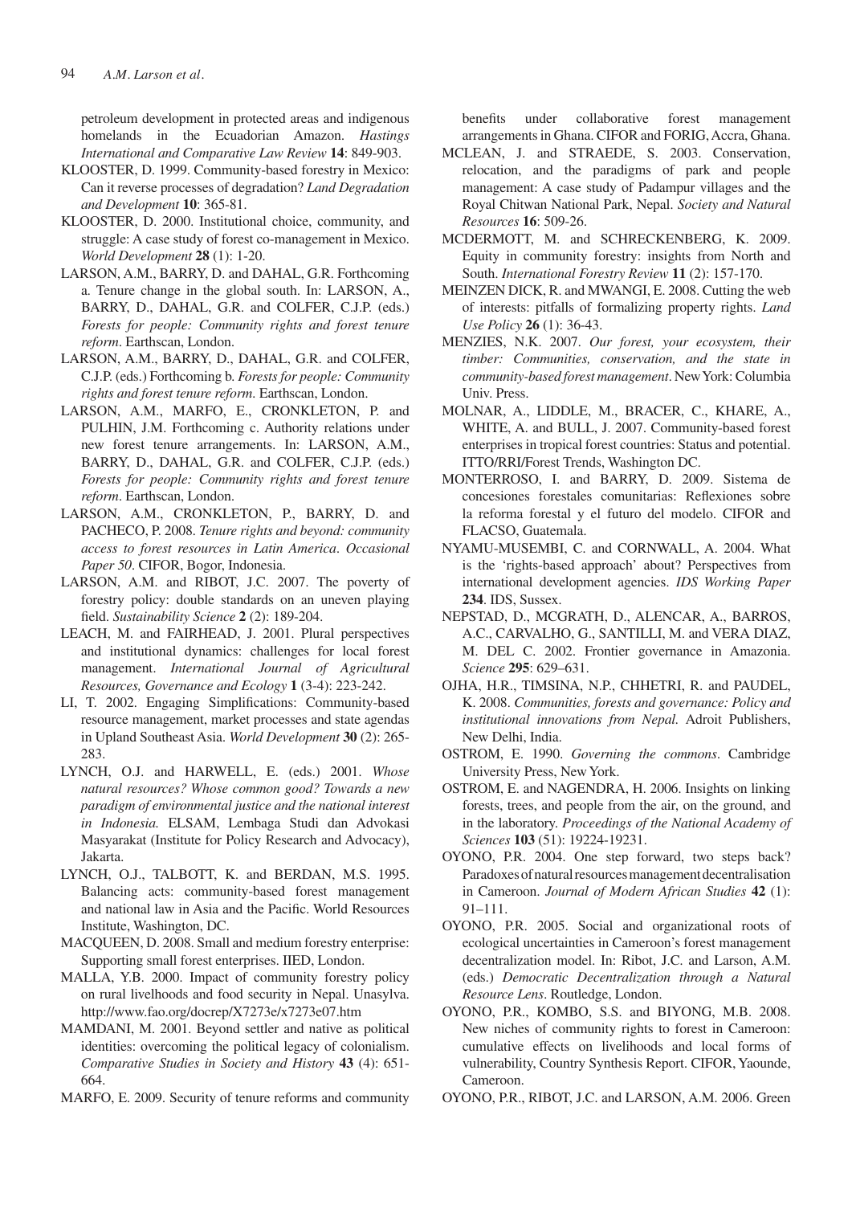petroleum development in protected areas and indigenous homelands in the Ecuadorian Amazon. *Hastings International and Comparative Law Review* **14**: 849-903.

KLOOSTER, D. 1999. Community-based forestry in Mexico: Can it reverse processes of degradation? *Land Degradation and Development* **10**: 365-81.

KLOOSTER, D. 2000. Institutional choice, community, and struggle: A case study of forest co-management in Mexico. *World Development* **28** (1): 1-20.

LARSON, A.M., BARRY, D. and DAHAL, G.R. Forthcoming a. Tenure change in the global south. In: LARSON, A., BARRY, D., DAHAL, G.R. and COLFER, C.J.P. (eds.) *Forests for people: Community rights and forest tenure reform*. Earthscan, London.

LARSON, A.M., BARRY, D., DAHAL, G.R. and COLFER, C.J.P. (eds.) Forthcoming b. *Forests for people: Community rights and forest tenure reform.* Earthscan, London.

LARSON, A.M., MARFO, E., CRONKLETON, P. and PULHIN, J.M. Forthcoming c. Authority relations under new forest tenure arrangements. In: LARSON, A.M., BARRY, D., DAHAL, G.R. and COLFER, C.J.P. (eds.) *Forests for people: Community rights and forest tenure reform*. Earthscan, London.

LARSON, A.M., CRONKLETON, P., BARRY, D. and PACHECO, P. 2008. *Tenure rights and beyond: community access to forest resources in Latin America*. *Occasional Paper 50*. CIFOR, Bogor, Indonesia.

LARSON, A.M. and RIBOT, J.C. 2007. The poverty of forestry policy: double standards on an uneven playing field. *Sustainability Science* **2** (2): 189-204.

LEACH, M. and FAIRHEAD, J. 2001. Plural perspectives and institutional dynamics: challenges for local forest management. *International Journal of Agricultural Resources, Governance and Ecology* **1** (3-4): 223-242.

LI, T. 2002. Engaging Simplifications: Community-based resource management, market processes and state agendas in Upland Southeast Asia. *World Development* **30** (2): 265-283.

LYNCH, O.J. and HARWELL, E. (eds.) 2001. *Whose natural resources? Whose common good? Towards a new paradigm of environmental justice and the national interest in Indonesia.* ELSAM, Lembaga Studi dan Advokasi Masyarakat (Institute for Policy Research and Advocacy), Jakarta.

LYNCH, O.J., TALBOTT, K. and BERDAN, M.S. 1995. Balancing acts: community-based forest management and national law in Asia and the Pacific. World Resources Institute, Washington, DC.

MACQUEEN, D. 2008. Small and medium forestry enterprise: Supporting small forest enterprises. IIED, London.

MALLA, Y.B. 2000. Impact of community forestry policy on rural livelhoods and food security in Nepal. Unasylva. http://www.fao.org/docrep/X7273e/x7273e07.htm

MAMDANI, M. 2001. Beyond settler and native as political identities: overcoming the political legacy of colonialism. *Comparative Studies in Society and History* **43** (4): 651-664.

MARFO, E. 2009. Security of tenure reforms and community benefits under collaborative forest management arrangements in Ghana. CIFOR and FORIG, Accra, Ghana.

MCLEAN, J. and STRAEDE, S. 2003. Conservation, relocation, and the paradigms of park and people management: A case study of Padampur villages and the Royal Chitwan National Park, Nepal. *Society and Natural Resources* **16**: 509-26.

MCDERMOTT, M. and SCHRECKENBERG, K. 2009. Equity in community forestry: insights from North and South. *International Forestry Review* **11** (2): 157-170.

MEINZEN DICK, R. and MWANGI, E. 2008. Cutting the web of interests: pitfalls of formalizing property rights. *Land Use Policy* **26** (1): 36-43.

MENZIES, N.K. 2007. *Our forest, your ecosystem, their timber: Communities, conservation, and the state in community-based forest management*. New York: Columbia Univ. Press.

MOLNAR, A., LIDDLE, M., BRACER, C., KHARE, A., WHITE, A. and BULL, J. 2007. Community-based forest enterprises in tropical forest countries: Status and potential. ITTO/RRI/Forest Trends, Washington DC.

MONTERROSO, I. and BARRY, D. 2009. Sistema de concesiones forestales comunitarias: Reflexiones sobre la reforma forestal y el futuro del modelo. CIFOR and FLACSO, Guatemala.

NYAMU-MUSEMBI, C. and CORNWALL, A. 2004. What is the 'rights-based approach' about? Perspectives from international development agencies. *IDS Working Paper* **234**. IDS, Sussex.

NEPSTAD, D., MCGRATH, D., ALENCAR, A., BARROS, A.C., CARVALHO, G., SANTILLI, M. and VERA DIAZ, M. DEL C. 2002. Frontier governance in Amazonia. *Science* **295**: 629–631.

OJHA, H.R., TIMSINA, N.P., CHHETRI, R. and PAUDEL, K. 2008. *Communities, forests and governance: Policy and institutional innovations from Nepal*. Adroit Publishers, New Delhi, India.

OSTROM, E. 1990. *Governing the commons*. Cambridge University Press, New York.

OSTROM, E. and NAGENDRA, H. 2006. Insights on linking forests, trees, and people from the air, on the ground, and in the laboratory. *Proceedings of the National Academy of Sciences* **103** (51): 19224-19231.

OYONO, P.R. 2004. One step forward, two steps back? Paradoxes of natural resources management decentralisation in Cameroon. *Journal of Modern African Studies* **42** (1): 91–111.

OYONO, P.R. 2005. Social and organizational roots of ecological uncertainties in Cameroon's forest management decentralization model. In: Ribot, J.C. and Larson, A.M. (eds.) *Democratic Decentralization through a Natural Resource Lens*. Routledge, London.

OYONO, P.R., KOMBO, S.S. and BIYONG, M.B. 2008. New niches of community rights to forest in Cameroon: cumulative effects on livelihoods and local forms of vulnerability, Country Synthesis Report. CIFOR, Yaounde, Cameroon.

OYONO, P.R., RIBOT, J.C. and LARSON, A.M. 2006. Green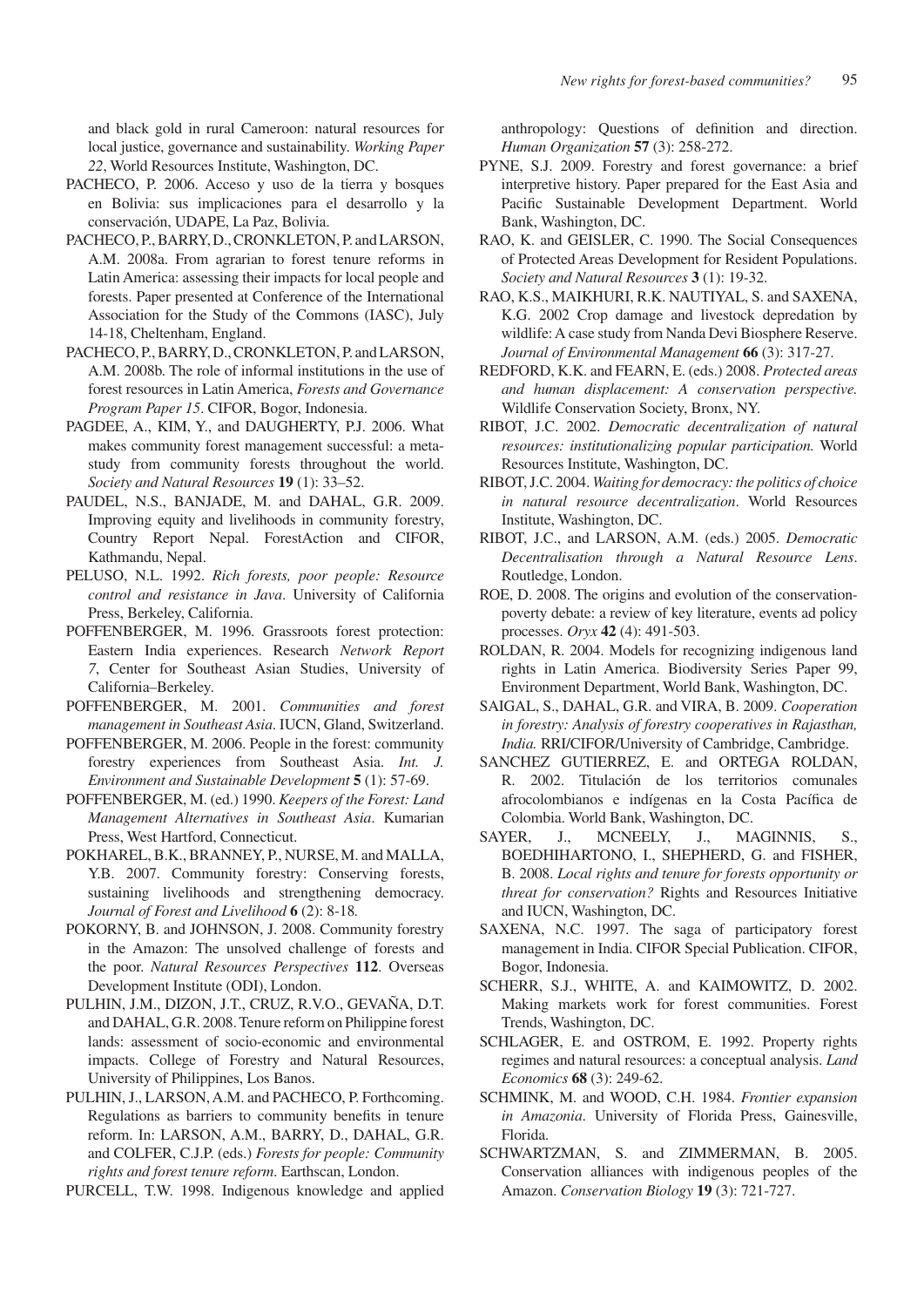and black gold in rural Cameroon: natural resources for local justice, governance and sustainability. *Working Paper 22*, World Resources Institute, Washington, DC.

PACHECO, P. 2006. Acceso y uso de la tierra y bosques en Bolivia: sus implicaciones para el desarrollo y la conservación, UDAPE, La Paz, Bolivia.

PACHECO, P., BARRY, D., CRONKLETON, P. and LARSON, A.M. 2008a. From agrarian to forest tenure reforms in Latin America: assessing their impacts for local people and forests. Paper presented at Conference of the International Association for the Study of the Commons (IASC), July 14-18, Cheltenham, England.

PACHECO, P., BARRY, D., CRONKLETON, P. and LARSON, A.M. 2008b. The role of informal institutions in the use of forest resources in Latin America, *Forests and Governance Program Paper 15*. CIFOR, Bogor, Indonesia.

PAGDEE, A., KIM, Y., and DAUGHERTY, P.J. 2006. What makes community forest management successful: a meta-study from community forests throughout the world. *Society and Natural Resources* **19** (1): 33–52.

PAUDEL, N.S., BANJADE, M. and DAHAL, G.R. 2009. Improving equity and livelihoods in community forestry, Country Report Nepal. ForestAction and CIFOR, Kathmandu, Nepal.

PELUSO, N.L. 1992. *Rich forests, poor people: Resource control and resistance in Java*. University of California Press, Berkeley, California.

POFFENBERGER, M. 1996. Grassroots forest protection: Eastern India experiences. Research *Network Report 7*, Center for Southeast Asian Studies, University of California–Berkeley.

POFFENBERGER, M. 2001. *Communities and forest management in Southeast Asia*. IUCN, Gland, Switzerland.

POFFENBERGER, M. 2006. People in the forest: community forestry experiences from Southeast Asia. *Int. J. Environment and Sustainable Development* **5** (1): 57-69.

POFFENBERGER, M. (ed.) 1990. *Keepers of the Forest: Land Management Alternatives in Southeast Asia*. Kumarian Press, West Hartford, Connecticut.

POKHAREL, B.K., BRANNEY, P., NURSE, M. and MALLA, Y.B. 2007. Community forestry: Conserving forests, sustaining livelihoods and strengthening democracy. *Journal of Forest and Livelihood* **6** (2): 8-18.

POKORNY, B. and JOHNSON, J. 2008. Community forestry in the Amazon: The unsolved challenge of forests and the poor. *Natural Resources Perspectives* **112**. Overseas Development Institute (ODI), London.

PULHIN, J.M., DIZON, J.T., CRUZ, R.V.O., GEVAÑA, D.T. and DAHAL, G.R. 2008. Tenure reform on Philippine forest lands: assessment of socio-economic and environmental impacts. College of Forestry and Natural Resources, University of Philippines, Los Banos.

PULHIN, J., LARSON, A.M. and PACHECO, P. Forthcoming. Regulations as barriers to community benefits in tenure reform. In: LARSON, A.M., BARRY, D., DAHAL, G.R. and COLFER, C.J.P. (eds.) *Forests for people: Community rights and forest tenure reform*. Earthscan, London.

PURCELL, T.W. 1998. Indigenous knowledge and applied anthropology: Questions of definition and direction. *Human Organization* **57** (3): 258-272.

PYNE, S.J. 2009. Forestry and forest governance: a brief interpretive history. Paper prepared for the East Asia and Pacific Sustainable Development Department. World Bank, Washington, DC.

RAO, K. and GEISLER, C. 1990. The Social Consequences of Protected Areas Development for Resident Populations. *Society and Natural Resources* **3** (1): 19-32.

RAO, K.S., MAIKHURI, R.K. NAUTIYAL, S. and SAXENA, K.G. 2002 Crop damage and livestock depredation by wildlife: A case study from Nanda Devi Biosphere Reserve. *Journal of Environmental Management* **66** (3): 317-27.

REDFORD, K.K. and FEARN, E. (eds.) 2008. *Protected areas and human displacement: A conservation perspective.* Wildlife Conservation Society, Bronx, NY.

RIBOT, J.C. 2002. *Democratic decentralization of natural resources: institutionalizing popular participation.* World Resources Institute, Washington, DC.

RIBOT, J.C. 2004. *Waiting for democracy: the politics of choice in natural resource decentralization*. World Resources Institute, Washington, DC.

RIBOT, J.C., and LARSON, A.M. (eds.) 2005. *Democratic Decentralisation through a Natural Resource Lens*. Routledge, London.

ROE, D. 2008. The origins and evolution of the conservation-poverty debate: a review of key literature, events ad policy processes. *Oryx* **42** (4): 491-503.

ROLDAN, R. 2004. Models for recognizing indigenous land rights in Latin America. Biodiversity Series Paper 99, Environment Department, World Bank, Washington, DC.

SAIGAL, S., DAHAL, G.R. and VIRA, B. 2009. *Cooperation in forestry: Analysis of forestry cooperatives in Rajasthan, India.* RRI/CIFOR/University of Cambridge, Cambridge.

SANCHEZ GUTIERREZ, E. and ORTEGA ROLDAN, R. 2002. Titulación de los territorios comunales afrocolombianos e indígenas en la Costa Pacífica de Colombia. World Bank, Washington, DC.

SAYER, J., MCNEELY, J., MAGINNIS, S., BOEDHIHARTONO, I., SHEPHERD, G. and FISHER, B. 2008. *Local rights and tenure for forests opportunity or threat for conservation?* Rights and Resources Initiative and IUCN, Washington, DC.

SAXENA, N.C. 1997. The saga of participatory forest management in India. CIFOR Special Publication. CIFOR, Bogor, Indonesia.

SCHERR, S.J., WHITE, A. and KAIMOWITZ, D. 2002. Making markets work for forest communities. Forest Trends, Washington, DC.

SCHLAGER, E. and OSTROM, E. 1992. Property rights regimes and natural resources: a conceptual analysis. *Land Economics* **68** (3): 249-62.

SCHMINK, M. and WOOD, C.H. 1984. *Frontier expansion in Amazonia*. University of Florida Press, Gainesville, Florida.

SCHWARTZMAN, S. and ZIMMERMAN, B. 2005. Conservation alliances with indigenous peoples of the Amazon. *Conservation Biology* **19** (3): 721-727.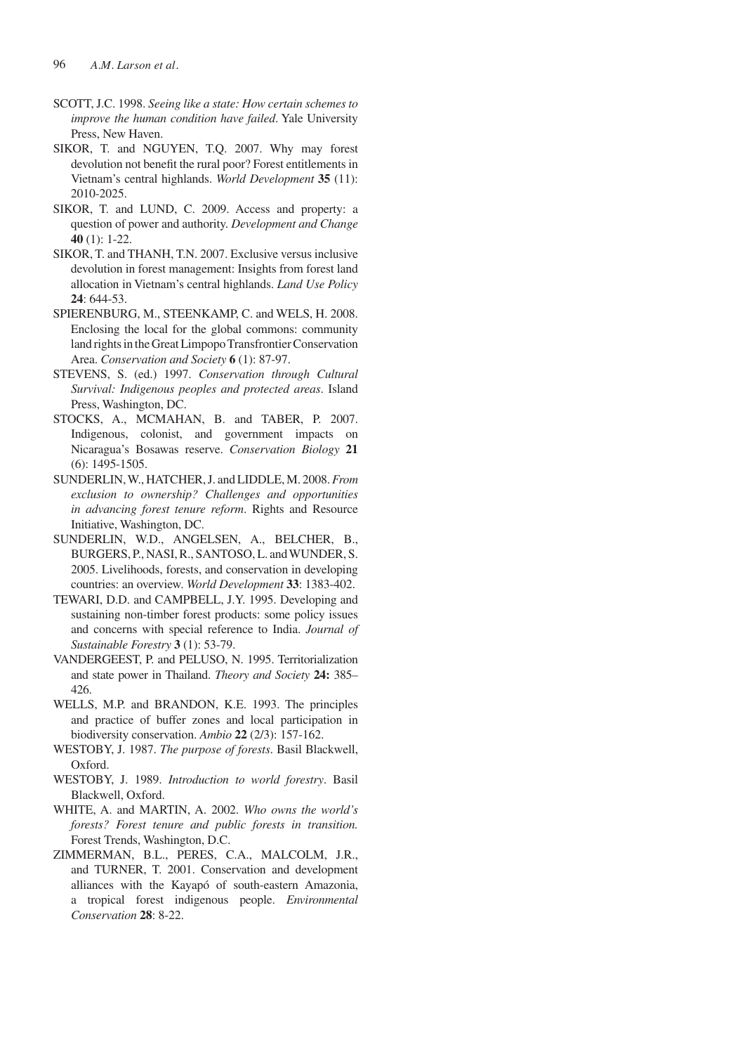SCOTT, J.C. 1998. *Seeing like a state: How certain schemes to improve the human condition have failed*. Yale University Press, New Haven.

SIKOR, T. and NGUYEN, T.Q. 2007. Why may forest devolution not benefit the rural poor? Forest entitlements in Vietnam's central highlands. *World Development* **35** (11): 2010-2025.

SIKOR, T. and LUND, C. 2009. Access and property: a question of power and authority. *Development and Change* **40** (1): 1-22.

SIKOR, T. and THANH, T.N. 2007. Exclusive versus inclusive devolution in forest management: Insights from forest land allocation in Vietnam's central highlands. *Land Use Policy* **24**: 644-53.

SPIERENBURG, M., STEENKAMP, C. and WELS, H. 2008. Enclosing the local for the global commons: community land rights in the Great Limpopo Transfrontier Conservation Area. *Conservation and Society* **6** (1): 87-97.

STEVENS, S. (ed.) 1997. *Conservation through Cultural Survival: Indigenous peoples and protected areas*. Island Press, Washington, DC.

STOCKS, A., MCMAHAN, B. and TABER, P. 2007. Indigenous, colonist, and government impacts on Nicaragua's Bosawas reserve. *Conservation Biology* **21** (6): 1495-1505.

SUNDERLIN, W., HATCHER, J. and LIDDLE, M. 2008. *From exclusion to ownership? Challenges and opportunities in advancing forest tenure reform*. Rights and Resource Initiative, Washington, DC.

SUNDERLIN, W.D., ANGELSEN, A., BELCHER, B., BURGERS, P., NASI, R., SANTOSO, L. and WUNDER, S. 2005. Livelihoods, forests, and conservation in developing countries: an overview. *World Development* **33**: 1383-402.

TEWARI, D.D. and CAMPBELL, J.Y. 1995. Developing and sustaining non-timber forest products: some policy issues and concerns with special reference to India. *Journal of Sustainable Forestry* **3** (1): 53-79.

VANDERGEEST, P. and PELUSO, N. 1995. Territorialization and state power in Thailand. *Theory and Society* **24:** 385–426.

WELLS, M.P. and BRANDON, K.E. 1993. The principles and practice of buffer zones and local participation in biodiversity conservation. *Ambio* **22** (2/3): 157-162.

WESTOBY, J. 1987. *The purpose of forests*. Basil Blackwell, Oxford.

WESTOBY, J. 1989. *Introduction to world forestry*. Basil Blackwell, Oxford.

WHITE, A. and MARTIN, A. 2002. *Who owns the world's forests? Forest tenure and public forests in transition.* Forest Trends, Washington, D.C.

ZIMMERMAN, B.L., PERES, C.A., MALCOLM, J.R., and TURNER, T. 2001. Conservation and development alliances with the Kayapó of south-eastern Amazonia, a tropical forest indigenous people. *Environmental Conservation* **28**: 8-22.